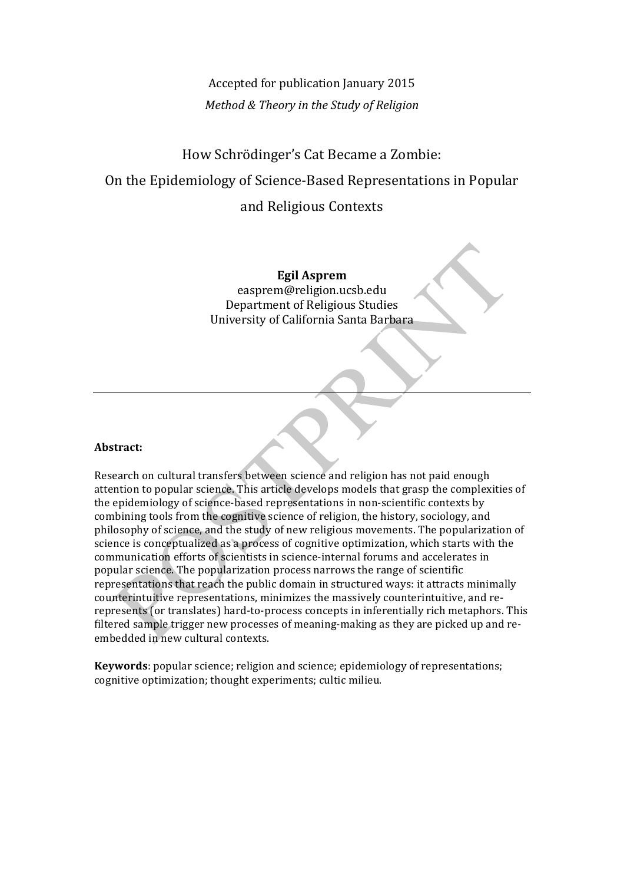Accepted for publication January 2015

*Method & Theory in the Study of Religion*

# How Schrödinger's Cat Became a Zombie: On the Epidemiology of Science-Based Representations in Popular and Religious Contexts

**Egil Asprem**
easprem@religion.ucsb.edu
Department of Religious Studies
University of California Santa Barbara

---

**Abstract:**

Research on cultural transfers between science and religion has not paid enough attention to popular science. This article develops models that grasp the complexities of the epidemiology of science-based representations in non-scientific contexts by combining tools from the cognitive science of religion, the history, sociology, and philosophy of science, and the study of new religious movements. The popularization of science is conceptualized as a process of cognitive optimization, which starts with the communication efforts of scientists in science-internal forums and accelerates in popular science. The popularization process narrows the range of scientific representations that reach the public domain in structured ways: it attracts minimally counterintuitive representations, minimizes the massively counterintuitive, and re-represents (or translates) hard-to-process concepts in inferentially rich metaphors. This filtered sample trigger new processes of meaning-making as they are picked up and re-embedded in new cultural contexts.

**Keywords**: popular science; religion and science; epidemiology of representations; cognitive optimization; thought experiments; cultic milieu.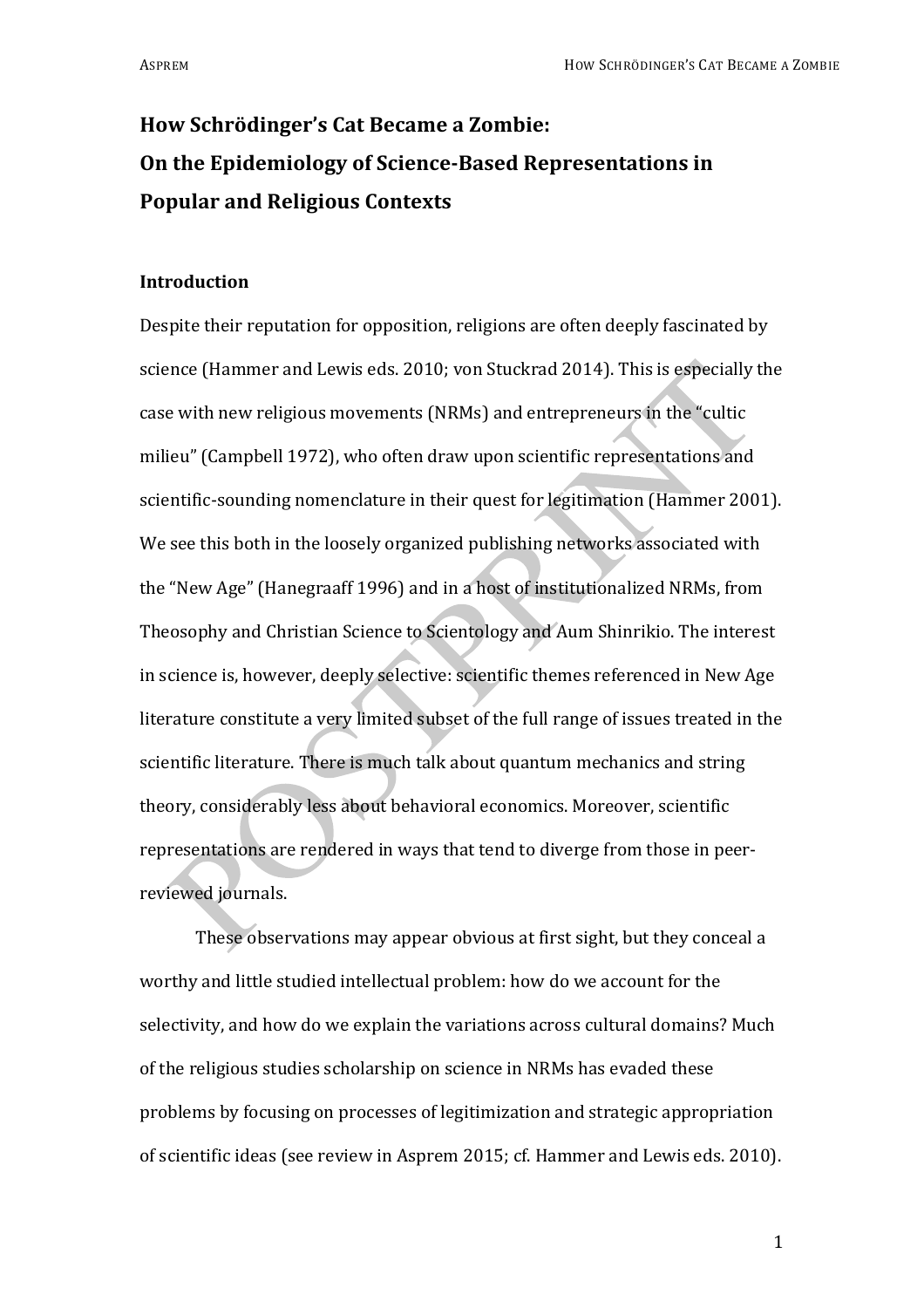# How Schrödinger's Cat Became a Zombie: On the Epidemiology of Science-Based Representations in Popular and Religious Contexts

## Introduction

Despite their reputation for opposition, religions are often deeply fascinated by science (Hammer and Lewis eds. 2010; von Stuckrad 2014). This is especially the case with new religious movements (NRMs) and entrepreneurs in the "cultic milieu" (Campbell 1972), who often draw upon scientific representations and scientific-sounding nomenclature in their quest for legitimation (Hammer 2001). We see this both in the loosely organized publishing networks associated with the "New Age" (Hanegraaff 1996) and in a host of institutionalized NRMs, from Theosophy and Christian Science to Scientology and Aum Shinrikio. The interest in science is, however, deeply selective: scientific themes referenced in New Age literature constitute a very limited subset of the full range of issues treated in the scientific literature. There is much talk about quantum mechanics and string theory, considerably less about behavioral economics. Moreover, scientific representations are rendered in ways that tend to diverge from those in peer-reviewed journals.

These observations may appear obvious at first sight, but they conceal a worthy and little studied intellectual problem: how do we account for the selectivity, and how do we explain the variations across cultural domains? Much of the religious studies scholarship on science in NRMs has evaded these problems by focusing on processes of legitimization and strategic appropriation of scientific ideas (see review in Asprem 2015; cf. Hammer and Lewis eds. 2010).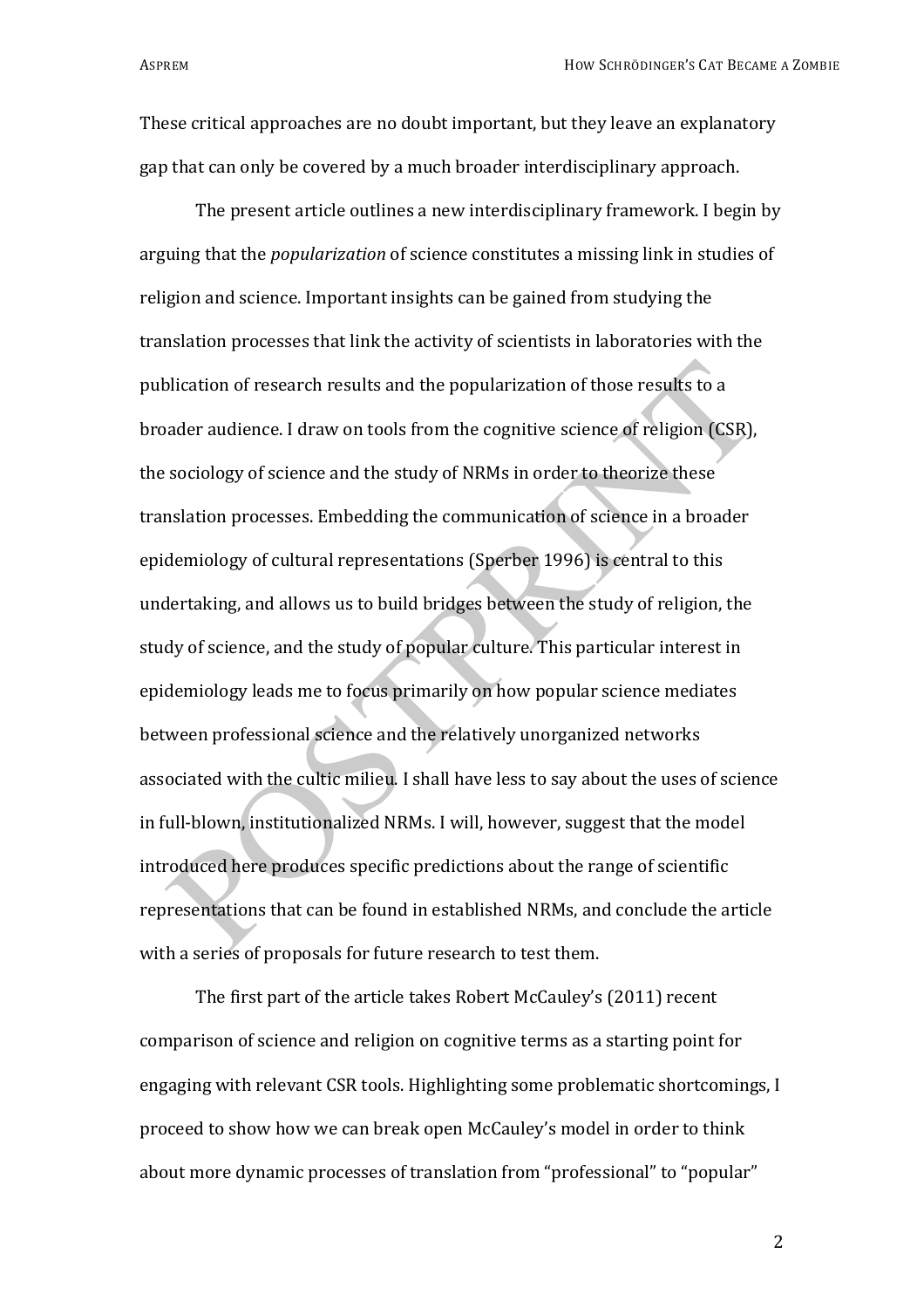These critical approaches are no doubt important, but they leave an explanatory gap that can only be covered by a much broader interdisciplinary approach.

The present article outlines a new interdisciplinary framework. I begin by arguing that the *popularization* of science constitutes a missing link in studies of religion and science. Important insights can be gained from studying the translation processes that link the activity of scientists in laboratories with the publication of research results and the popularization of those results to a broader audience. I draw on tools from the cognitive science of religion (CSR), the sociology of science and the study of NRMs in order to theorize these translation processes. Embedding the communication of science in a broader epidemiology of cultural representations (Sperber 1996) is central to this undertaking, and allows us to build bridges between the study of religion, the study of science, and the study of popular culture. This particular interest in epidemiology leads me to focus primarily on how popular science mediates between professional science and the relatively unorganized networks associated with the cultic milieu. I shall have less to say about the uses of science in full-blown, institutionalized NRMs. I will, however, suggest that the model introduced here produces specific predictions about the range of scientific representations that can be found in established NRMs, and conclude the article with a series of proposals for future research to test them.

The first part of the article takes Robert McCauley's (2011) recent comparison of science and religion on cognitive terms as a starting point for engaging with relevant CSR tools. Highlighting some problematic shortcomings, I proceed to show how we can break open McCauley's model in order to think about more dynamic processes of translation from "professional" to "popular"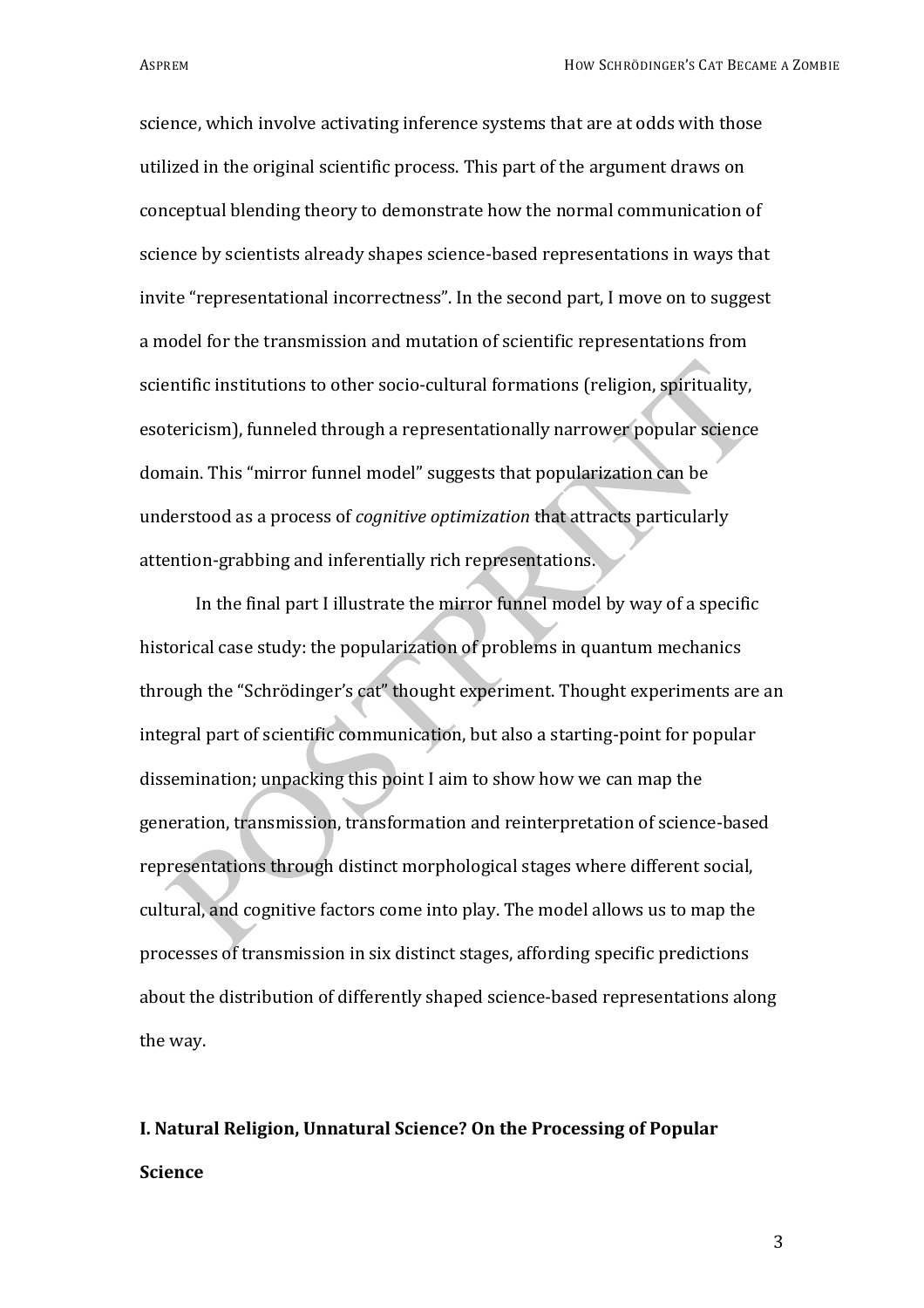science, which involve activating inference systems that are at odds with those utilized in the original scientific process. This part of the argument draws on conceptual blending theory to demonstrate how the normal communication of science by scientists already shapes science-based representations in ways that invite "representational incorrectness". In the second part, I move on to suggest a model for the transmission and mutation of scientific representations from scientific institutions to other socio-cultural formations (religion, spirituality, esotericism), funneled through a representationally narrower popular science domain. This "mirror funnel model" suggests that popularization can be understood as a process of *cognitive optimization* that attracts particularly attention-grabbing and inferentially rich representations.

In the final part I illustrate the mirror funnel model by way of a specific historical case study: the popularization of problems in quantum mechanics through the "Schrödinger's cat" thought experiment. Thought experiments are an integral part of scientific communication, but also a starting-point for popular dissemination; unpacking this point I aim to show how we can map the generation, transmission, transformation and reinterpretation of science-based representations through distinct morphological stages where different social, cultural, and cognitive factors come into play. The model allows us to map the processes of transmission in six distinct stages, affording specific predictions about the distribution of differently shaped science-based representations along the way.

## I. Natural Religion, Unnatural Science? On the Processing of Popular Science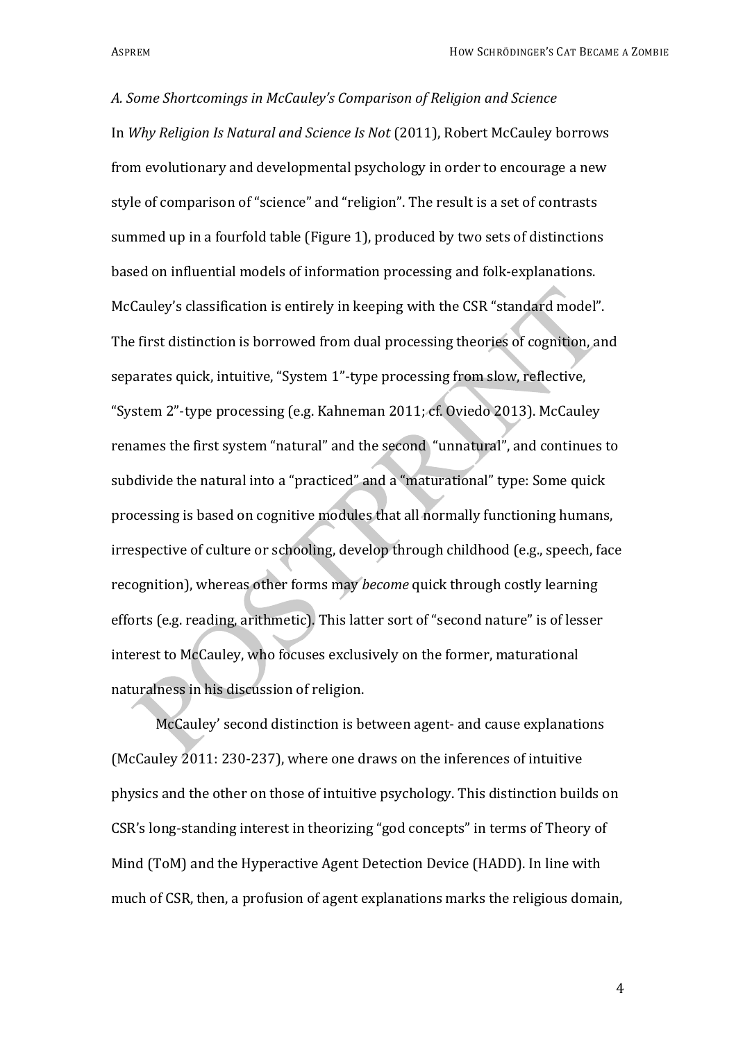*A. Some Shortcomings in McCauley's Comparison of Religion and Science*

In *Why Religion Is Natural and Science Is Not* (2011), Robert McCauley borrows from evolutionary and developmental psychology in order to encourage a new style of comparison of "science" and "religion". The result is a set of contrasts summed up in a fourfold table (Figure 1), produced by two sets of distinctions based on influential models of information processing and folk-explanations. McCauley's classification is entirely in keeping with the CSR "standard model". The first distinction is borrowed from dual processing theories of cognition, and separates quick, intuitive, "System 1"-type processing from slow, reflective, "System 2"-type processing (e.g. Kahneman 2011; cf. Oviedo 2013). McCauley renames the first system "natural" and the second "unnatural", and continues to subdivide the natural into a "practiced" and a "maturational" type: Some quick processing is based on cognitive modules that all normally functioning humans, irrespective of culture or schooling, develop through childhood (e.g., speech, face recognition), whereas other forms may *become* quick through costly learning efforts (e.g. reading, arithmetic). This latter sort of "second nature" is of lesser interest to McCauley, who focuses exclusively on the former, maturational naturalness in his discussion of religion.

McCauley' second distinction is between agent- and cause explanations (McCauley 2011: 230-237), where one draws on the inferences of intuitive physics and the other on those of intuitive psychology. This distinction builds on CSR's long-standing interest in theorizing "god concepts" in terms of Theory of Mind (ToM) and the Hyperactive Agent Detection Device (HADD). In line with much of CSR, then, a profusion of agent explanations marks the religious domain,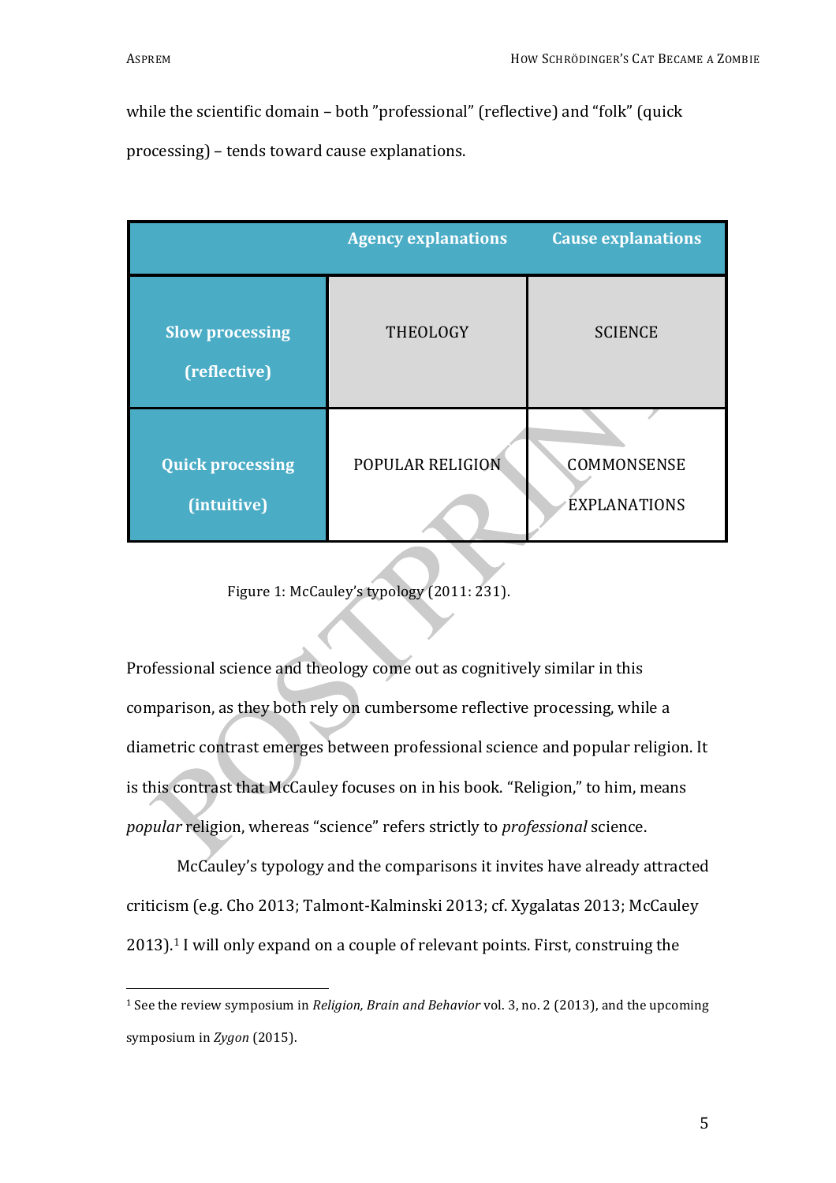while the scientific domain – both ”professional” (reflective) and “folk” (quick processing) – tends toward cause explanations.

| | Agency explanations | Cause explanations |
|---|---|---|
| Slow processing (reflective) | THEOLOGY | SCIENCE |
| Quick processing (intuitive) | POPULAR RELIGION | COMMONSENSE EXPLANATIONS |

Figure 1: McCauley's typology (2011: 231).

Professional science and theology come out as cognitively similar in this comparison, as they both rely on cumbersome reflective processing, while a diametric contrast emerges between professional science and popular religion. It is this contrast that McCauley focuses on in his book. "Religion," to him, means *popular* religion, whereas "science" refers strictly to *professional* science.

McCauley's typology and the comparisons it invites have already attracted criticism (e.g. Cho 2013; Talmont-Kalminski 2013; cf. Xygalatas 2013; McCauley 2013).[1] I will only expand on a couple of relevant points. First, construing the

[1] See the review symposium in *Religion, Brain and Behavior* vol. 3, no. 2 (2013), and the upcoming symposium in *Zygon* (2015).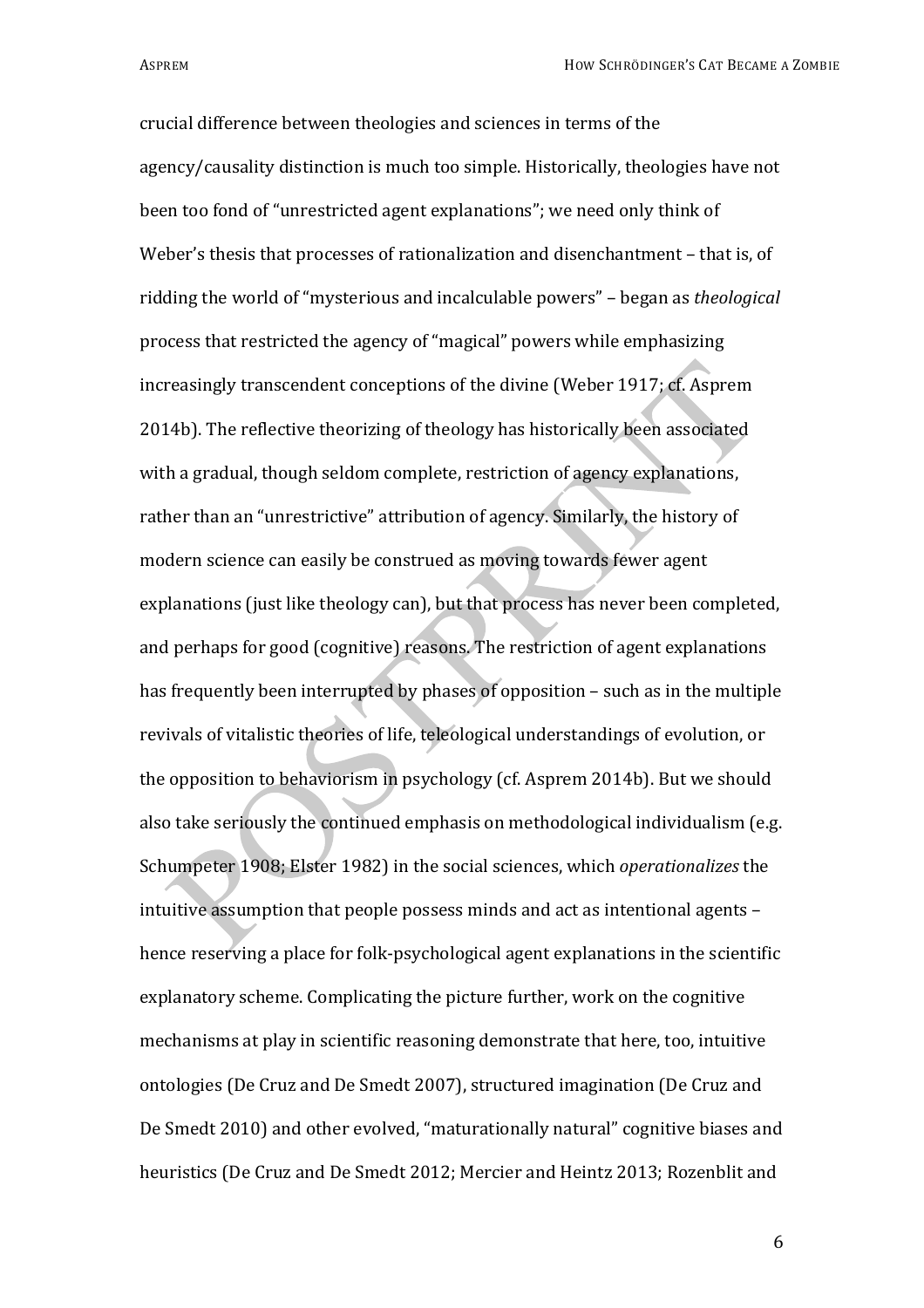crucial difference between theologies and sciences in terms of the agency/causality distinction is much too simple. Historically, theologies have not been too fond of "unrestricted agent explanations"; we need only think of Weber's thesis that processes of rationalization and disenchantment – that is, of ridding the world of "mysterious and incalculable powers" – began as *theological* process that restricted the agency of "magical" powers while emphasizing increasingly transcendent conceptions of the divine (Weber 1917; cf. Asprem 2014b). The reflective theorizing of theology has historically been associated with a gradual, though seldom complete, restriction of agency explanations, rather than an "unrestrictive" attribution of agency. Similarly, the history of modern science can easily be construed as moving towards fewer agent explanations (just like theology can), but that process has never been completed, and perhaps for good (cognitive) reasons. The restriction of agent explanations has frequently been interrupted by phases of opposition – such as in the multiple revivals of vitalistic theories of life, teleological understandings of evolution, or the opposition to behaviorism in psychology (cf. Asprem 2014b). But we should also take seriously the continued emphasis on methodological individualism (e.g. Schumpeter 1908; Elster 1982) in the social sciences, which *operationalizes* the intuitive assumption that people possess minds and act as intentional agents – hence reserving a place for folk-psychological agent explanations in the scientific explanatory scheme. Complicating the picture further, work on the cognitive mechanisms at play in scientific reasoning demonstrate that here, too, intuitive ontologies (De Cruz and De Smedt 2007), structured imagination (De Cruz and De Smedt 2010) and other evolved, "maturationally natural" cognitive biases and heuristics (De Cruz and De Smedt 2012; Mercier and Heintz 2013; Rozenblit and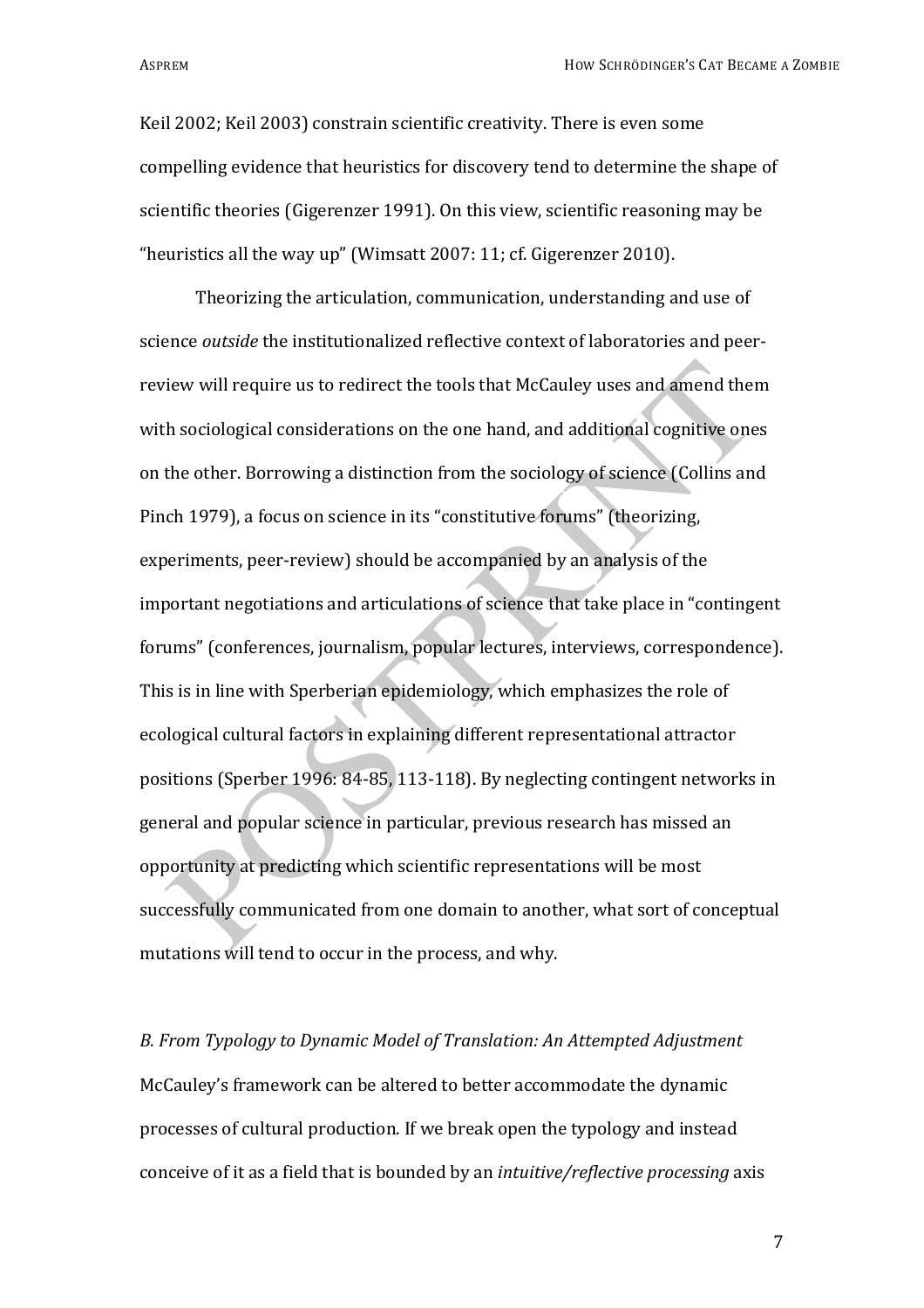Keil 2002; Keil 2003) constrain scientific creativity. There is even some compelling evidence that heuristics for discovery tend to determine the shape of scientific theories (Gigerenzer 1991). On this view, scientific reasoning may be "heuristics all the way up" (Wimsatt 2007: 11; cf. Gigerenzer 2010).

Theorizing the articulation, communication, understanding and use of science *outside* the institutionalized reflective context of laboratories and peer-review will require us to redirect the tools that McCauley uses and amend them with sociological considerations on the one hand, and additional cognitive ones on the other. Borrowing a distinction from the sociology of science (Collins and Pinch 1979), a focus on science in its "constitutive forums" (theorizing, experiments, peer-review) should be accompanied by an analysis of the important negotiations and articulations of science that take place in "contingent forums" (conferences, journalism, popular lectures, interviews, correspondence). This is in line with Sperberian epidemiology, which emphasizes the role of ecological cultural factors in explaining different representational attractor positions (Sperber 1996: 84-85, 113-118). By neglecting contingent networks in general and popular science in particular, previous research has missed an opportunity at predicting which scientific representations will be most successfully communicated from one domain to another, what sort of conceptual mutations will tend to occur in the process, and why.

*B. From Typology to Dynamic Model of Translation: An Attempted Adjustment*

McCauley's framework can be altered to better accommodate the dynamic processes of cultural production. If we break open the typology and instead conceive of it as a field that is bounded by an *intuitive/reflective processing* axis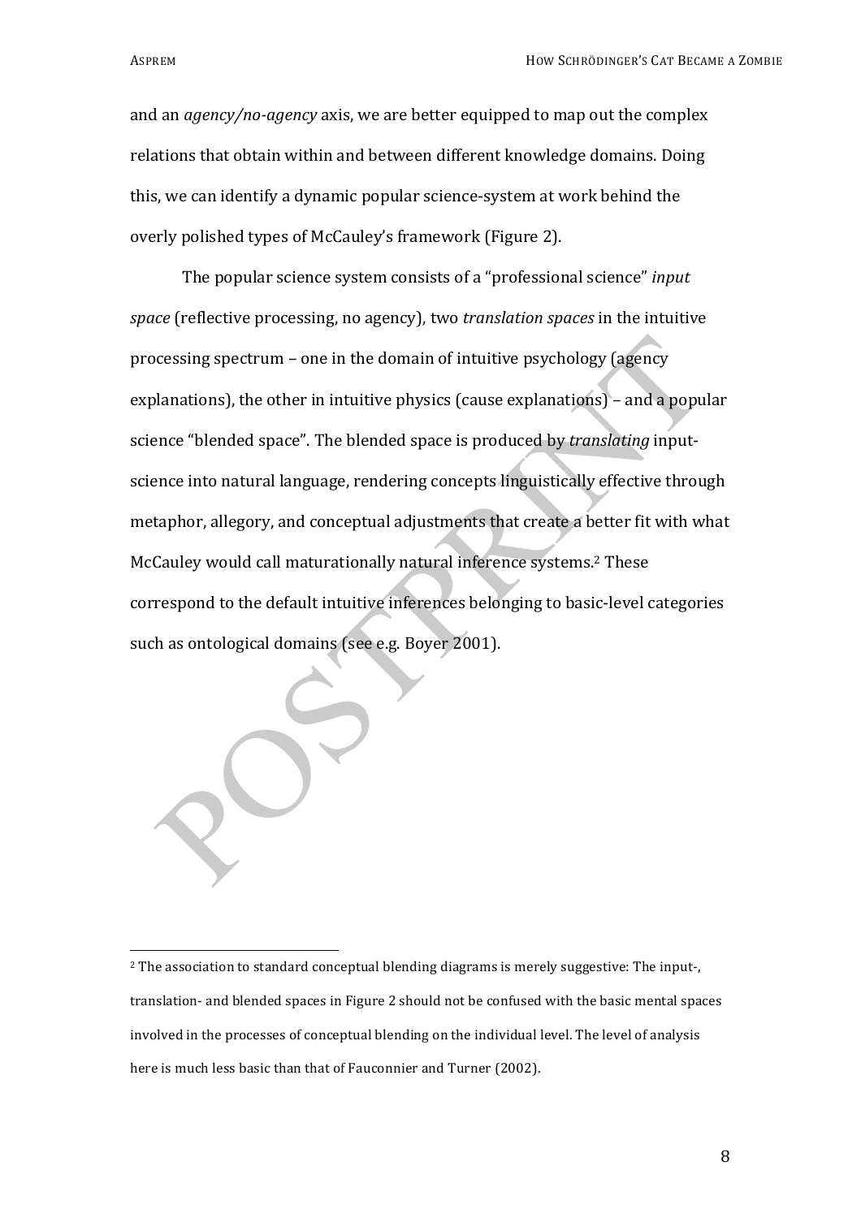and an *agency/no-agency* axis, we are better equipped to map out the complex relations that obtain within and between different knowledge domains. Doing this, we can identify a dynamic popular science-system at work behind the overly polished types of McCauley's framework (Figure 2).

The popular science system consists of a "professional science" *input space* (reflective processing, no agency), two *translation spaces* in the intuitive processing spectrum – one in the domain of intuitive psychology (agency explanations), the other in intuitive physics (cause explanations) – and a popular science "blended space". The blended space is produced by *translating* input-science into natural language, rendering concepts linguistically effective through metaphor, allegory, and conceptual adjustments that create a better fit with what McCauley would call maturationally natural inference systems.[2] These correspond to the default intuitive inferences belonging to basic-level categories such as ontological domains (see e.g. Boyer 2001).

---

[2] The association to standard conceptual blending diagrams is merely suggestive: The input-, translation- and blended spaces in Figure 2 should not be confused with the basic mental spaces involved in the processes of conceptual blending on the individual level. The level of analysis here is much less basic than that of Fauconnier and Turner (2002).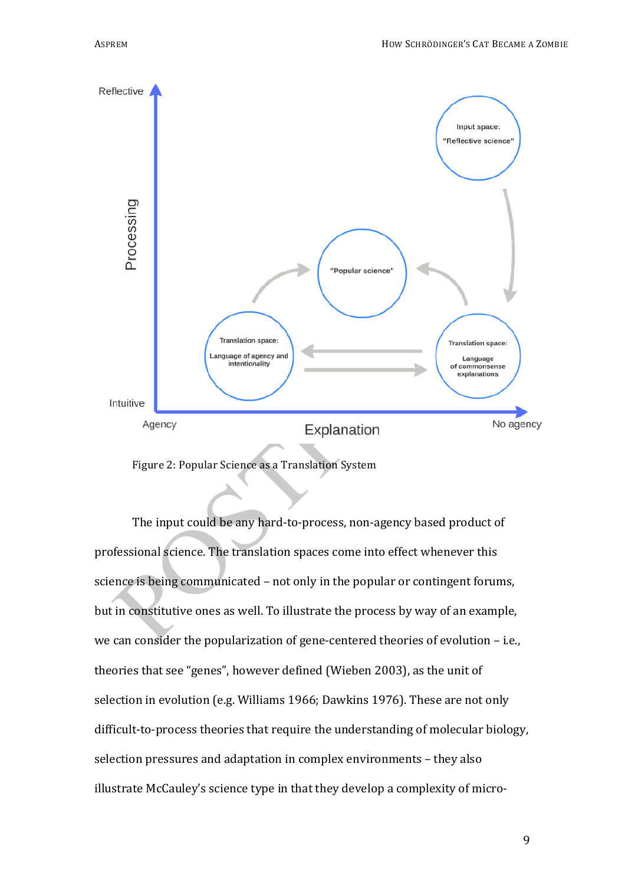Figure 2: Popular Science as a Translation System

The input could be any hard-to-process, non-agency based product of professional science. The translation spaces come into effect whenever this science is being communicated – not only in the popular or contingent forums, but in constitutive ones as well. To illustrate the process by way of an example, we can consider the popularization of gene-centered theories of evolution – i.e., theories that see “genes”, however defined (Wieben 2003), as the unit of selection in evolution (e.g. Williams 1966; Dawkins 1976). These are not only difficult-to-process theories that require the understanding of molecular biology, selection pressures and adaptation in complex environments – they also illustrate McCauley’s science type in that they develop a complexity of micro-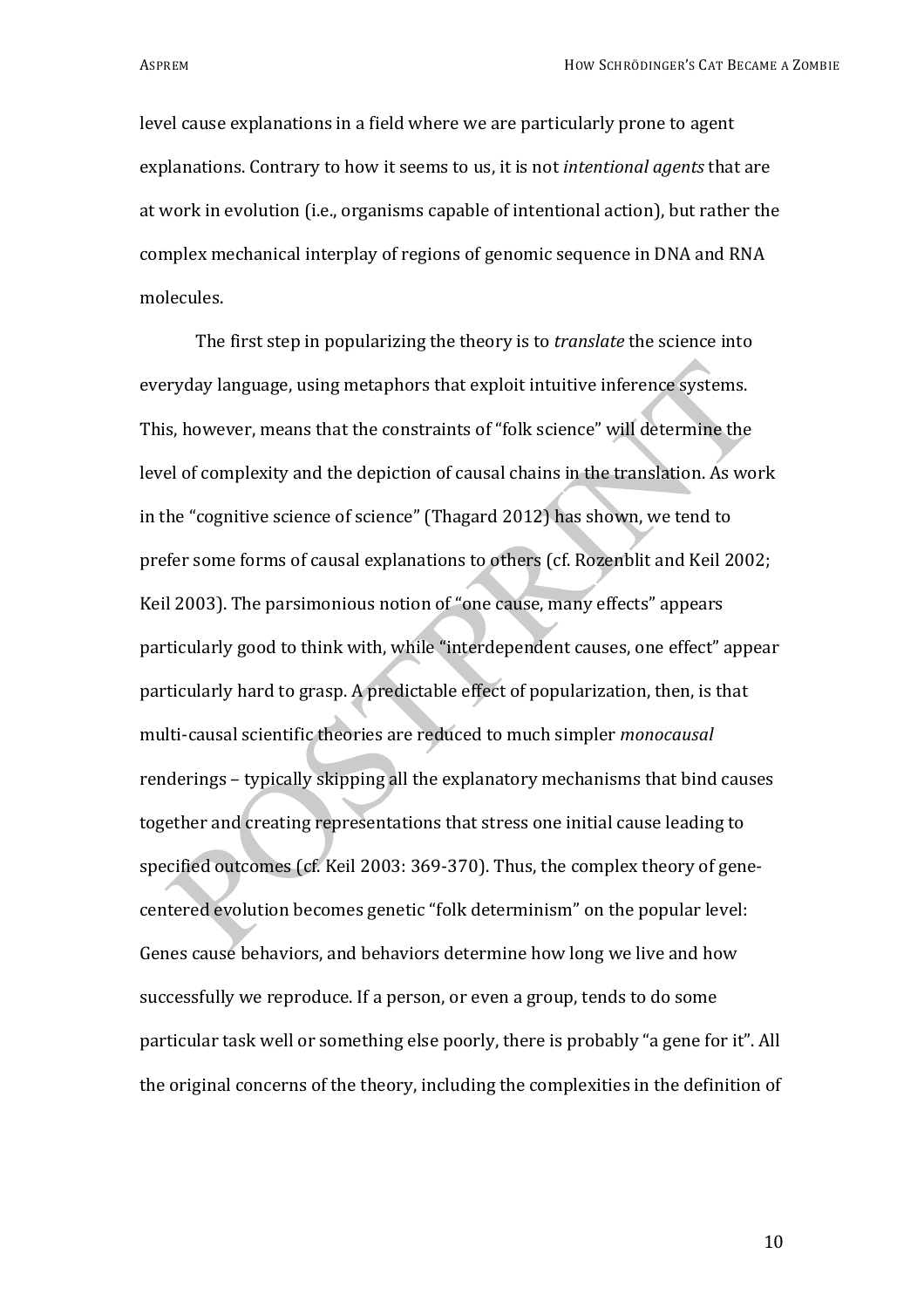level cause explanations in a field where we are particularly prone to agent explanations. Contrary to how it seems to us, it is not *intentional agents* that are at work in evolution (i.e., organisms capable of intentional action), but rather the complex mechanical interplay of regions of genomic sequence in DNA and RNA molecules.

The first step in popularizing the theory is to *translate* the science into everyday language, using metaphors that exploit intuitive inference systems. This, however, means that the constraints of "folk science" will determine the level of complexity and the depiction of causal chains in the translation. As work in the "cognitive science of science" (Thagard 2012) has shown, we tend to prefer some forms of causal explanations to others (cf. Rozenblit and Keil 2002; Keil 2003). The parsimonious notion of "one cause, many effects" appears particularly good to think with, while "interdependent causes, one effect" appear particularly hard to grasp. A predictable effect of popularization, then, is that multi-causal scientific theories are reduced to much simpler *monocausal* renderings – typically skipping all the explanatory mechanisms that bind causes together and creating representations that stress one initial cause leading to specified outcomes (cf. Keil 2003: 369-370). Thus, the complex theory of gene-centered evolution becomes genetic "folk determinism" on the popular level: Genes cause behaviors, and behaviors determine how long we live and how successfully we reproduce. If a person, or even a group, tends to do some particular task well or something else poorly, there is probably "a gene for it". All the original concerns of the theory, including the complexities in the definition of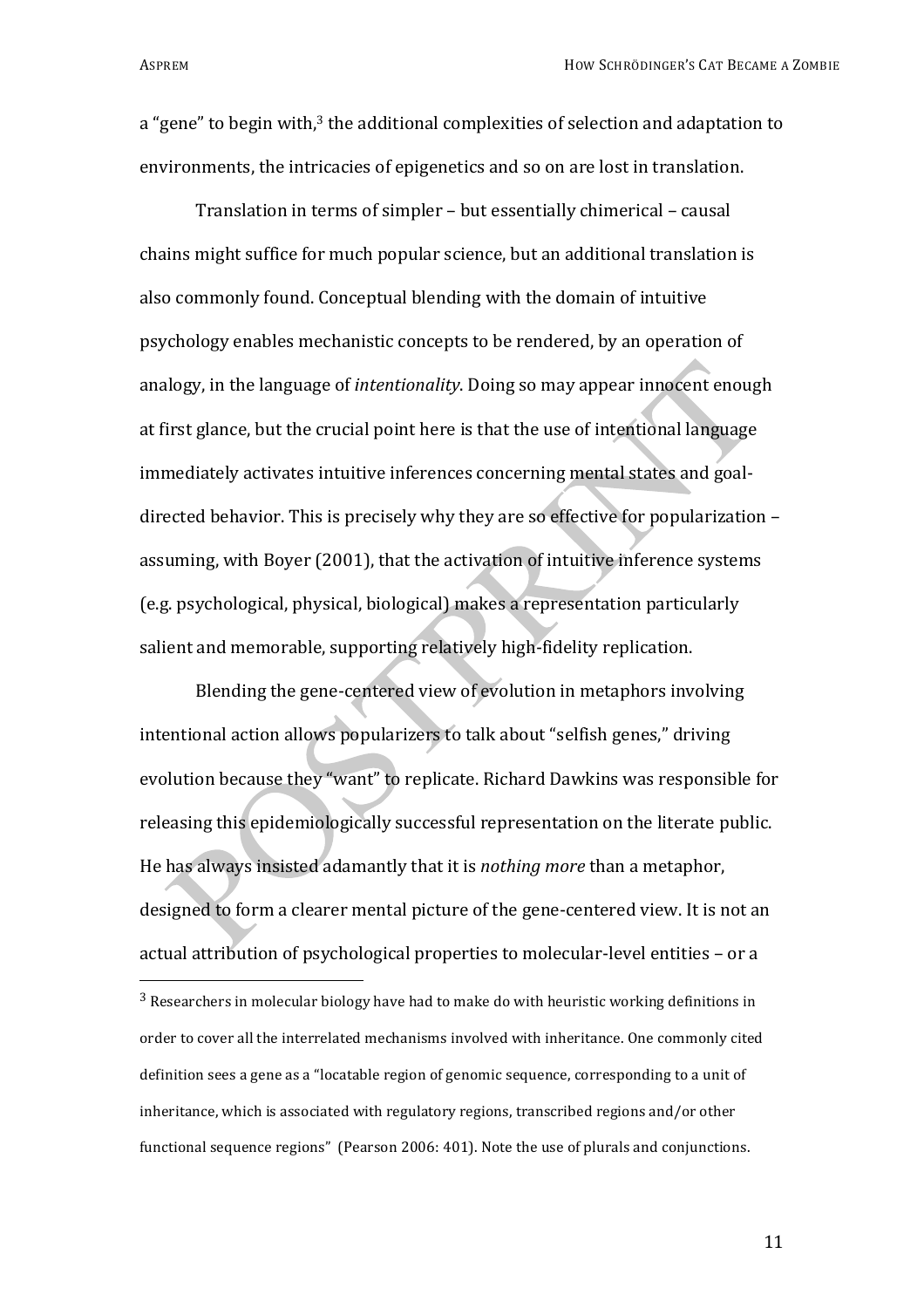a "gene" to begin with,[3] the additional complexities of selection and adaptation to environments, the intricacies of epigenetics and so on are lost in translation.

Translation in terms of simpler – but essentially chimerical – causal chains might suffice for much popular science, but an additional translation is also commonly found. Conceptual blending with the domain of intuitive psychology enables mechanistic concepts to be rendered, by an operation of analogy, in the language of *intentionality*. Doing so may appear innocent enough at first glance, but the crucial point here is that the use of intentional language immediately activates intuitive inferences concerning mental states and goal-directed behavior. This is precisely why they are so effective for popularization – assuming, with Boyer (2001), that the activation of intuitive inference systems (e.g. psychological, physical, biological) makes a representation particularly salient and memorable, supporting relatively high-fidelity replication.

Blending the gene-centered view of evolution in metaphors involving intentional action allows popularizers to talk about "selfish genes," driving evolution because they "want" to replicate. Richard Dawkins was responsible for releasing this epidemiologically successful representation on the literate public. He has always insisted adamantly that it is *nothing more* than a metaphor, designed to form a clearer mental picture of the gene-centered view. It is not an actual attribution of psychological properties to molecular-level entities – or a

[3] Researchers in molecular biology have had to make do with heuristic working definitions in order to cover all the interrelated mechanisms involved with inheritance. One commonly cited definition sees a gene as a "locatable region of genomic sequence, corresponding to a unit of inheritance, which is associated with regulatory regions, transcribed regions and/or other functional sequence regions" (Pearson 2006: 401). Note the use of plurals and conjunctions.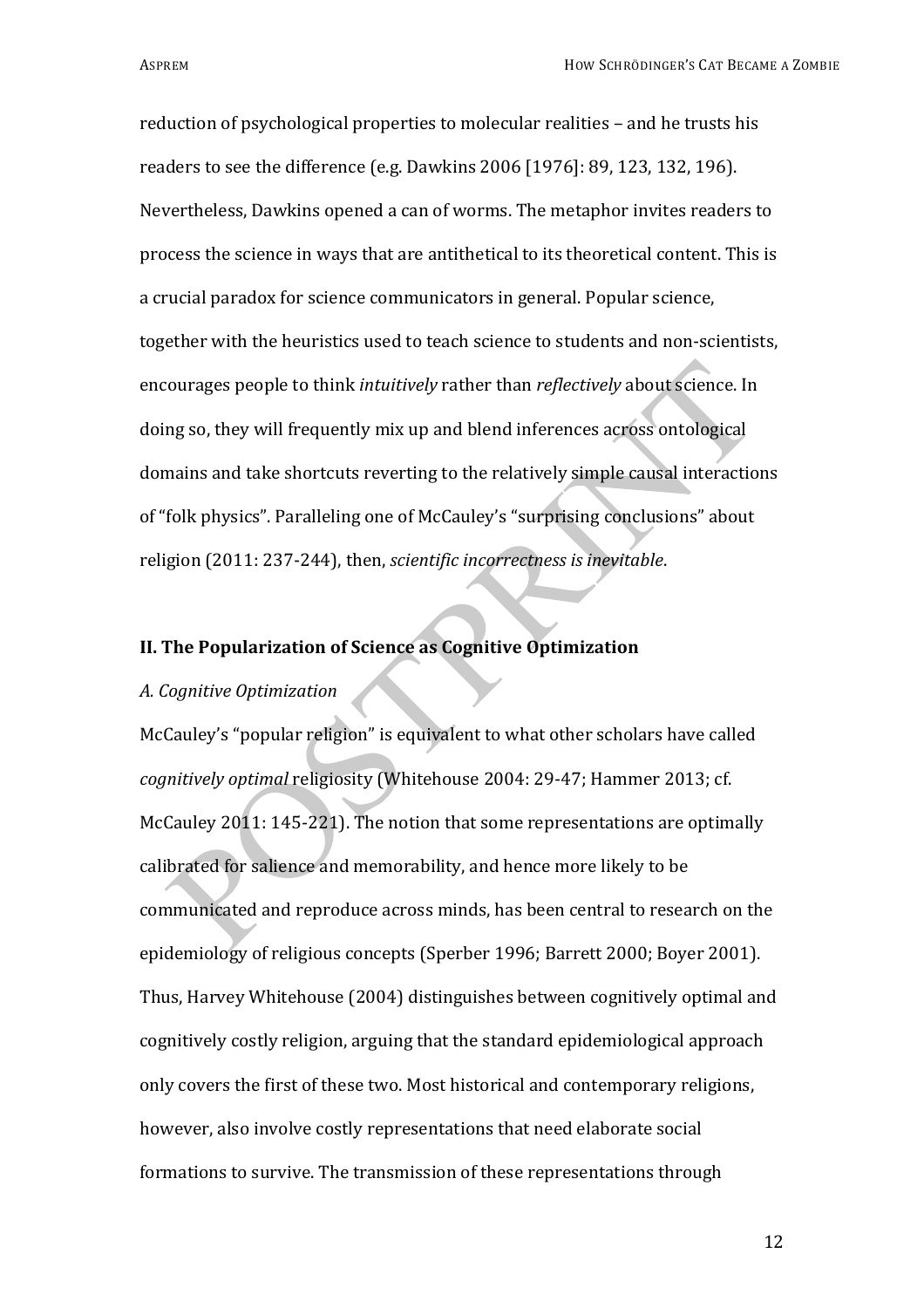reduction of psychological properties to molecular realities – and he trusts his readers to see the difference (e.g. Dawkins 2006 [1976]: 89, 123, 132, 196). Nevertheless, Dawkins opened a can of worms. The metaphor invites readers to process the science in ways that are antithetical to its theoretical content. This is a crucial paradox for science communicators in general. Popular science, together with the heuristics used to teach science to students and non-scientists, encourages people to think *intuitively* rather than *reflectively* about science. In doing so, they will frequently mix up and blend inferences across ontological domains and take shortcuts reverting to the relatively simple causal interactions of "folk physics". Paralleling one of McCauley's "surprising conclusions" about religion (2011: 237-244), then, *scientific incorrectness is inevitable*.

## II. The Popularization of Science as Cognitive Optimization

### *A. Cognitive Optimization*

McCauley's "popular religion" is equivalent to what other scholars have called *cognitively optimal* religiosity (Whitehouse 2004: 29-47; Hammer 2013; cf. McCauley 2011: 145-221). The notion that some representations are optimally calibrated for salience and memorability, and hence more likely to be communicated and reproduce across minds, has been central to research on the epidemiology of religious concepts (Sperber 1996; Barrett 2000; Boyer 2001). Thus, Harvey Whitehouse (2004) distinguishes between cognitively optimal and cognitively costly religion, arguing that the standard epidemiological approach only covers the first of these two. Most historical and contemporary religions, however, also involve costly representations that need elaborate social formations to survive. The transmission of these representations through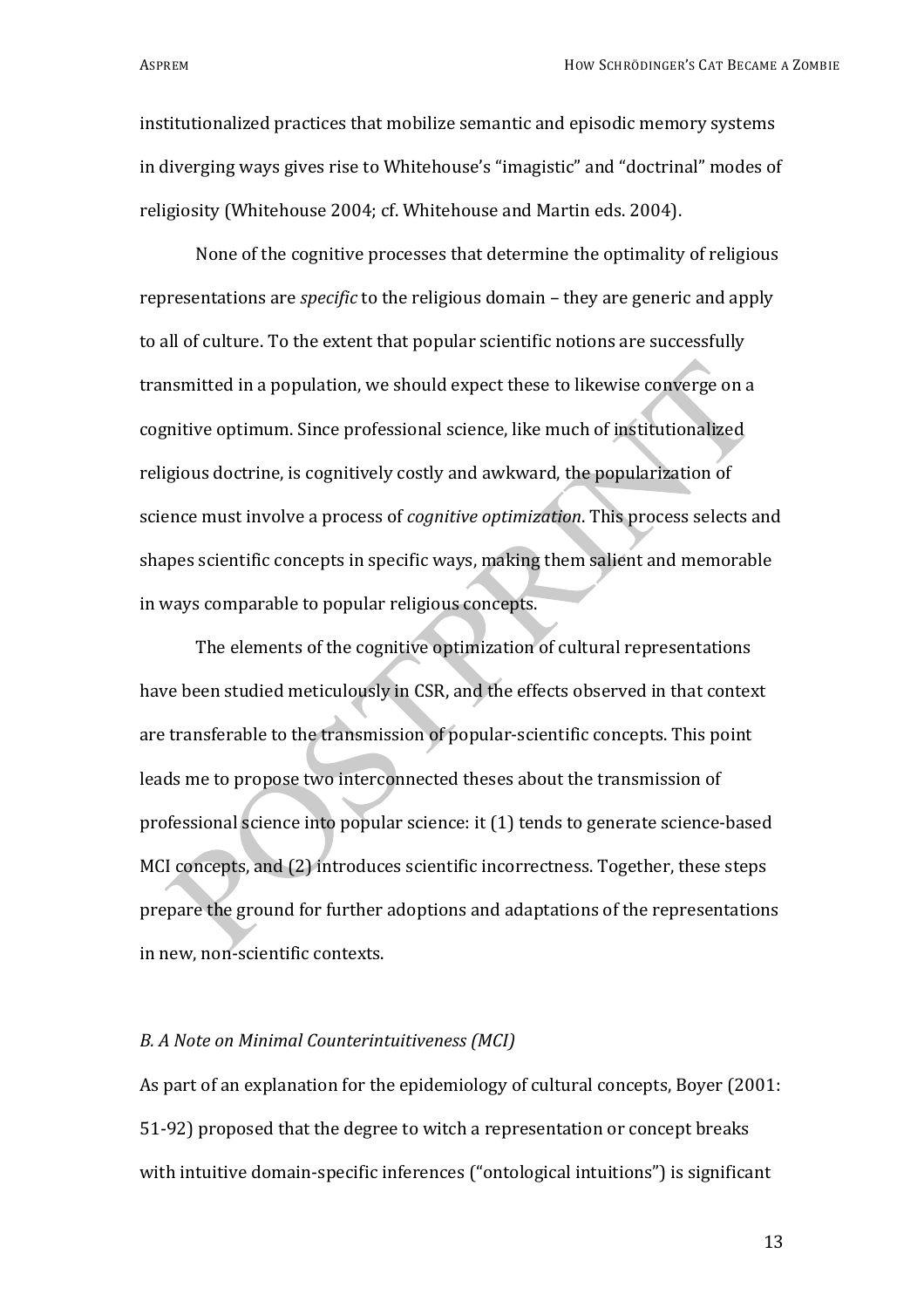institutionalized practices that mobilize semantic and episodic memory systems in diverging ways gives rise to Whitehouse's "imagistic" and "doctrinal" modes of religiosity (Whitehouse 2004; cf. Whitehouse and Martin eds. 2004).

None of the cognitive processes that determine the optimality of religious representations are *specific* to the religious domain – they are generic and apply to all of culture. To the extent that popular scientific notions are successfully transmitted in a population, we should expect these to likewise converge on a cognitive optimum. Since professional science, like much of institutionalized religious doctrine, is cognitively costly and awkward, the popularization of science must involve a process of *cognitive optimization*. This process selects and shapes scientific concepts in specific ways, making them salient and memorable in ways comparable to popular religious concepts.

The elements of the cognitive optimization of cultural representations have been studied meticulously in CSR, and the effects observed in that context are transferable to the transmission of popular-scientific concepts. This point leads me to propose two interconnected theses about the transmission of professional science into popular science: it (1) tends to generate science-based MCI concepts, and (2) introduces scientific incorrectness. Together, these steps prepare the ground for further adoptions and adaptations of the representations in new, non-scientific contexts.

### *B. A Note on Minimal Counterintuitiveness (MCI)*

As part of an explanation for the epidemiology of cultural concepts, Boyer (2001: 51-92) proposed that the degree to witch a representation or concept breaks with intuitive domain-specific inferences ("ontological intuitions") is significant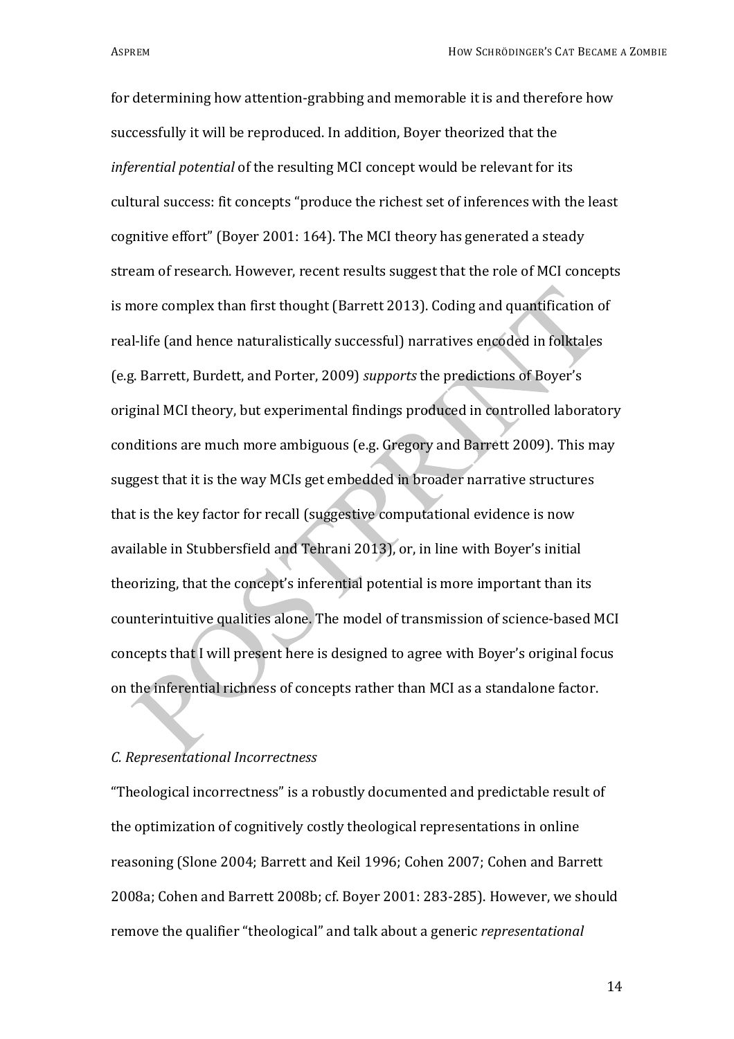for determining how attention-grabbing and memorable it is and therefore how successfully it will be reproduced. In addition, Boyer theorized that the *inferential potential* of the resulting MCI concept would be relevant for its cultural success: fit concepts "produce the richest set of inferences with the least cognitive effort" (Boyer 2001: 164). The MCI theory has generated a steady stream of research. However, recent results suggest that the role of MCI concepts is more complex than first thought (Barrett 2013). Coding and quantification of real-life (and hence naturalistically successful) narratives encoded in folktales (e.g. Barrett, Burdett, and Porter, 2009) *supports* the predictions of Boyer's original MCI theory, but experimental findings produced in controlled laboratory conditions are much more ambiguous (e.g. Gregory and Barrett 2009). This may suggest that it is the way MCIs get embedded in broader narrative structures that is the key factor for recall (suggestive computational evidence is now available in Stubbersfield and Tehrani 2013), or, in line with Boyer's initial theorizing, that the concept's inferential potential is more important than its counterintuitive qualities alone. The model of transmission of science-based MCI concepts that I will present here is designed to agree with Boyer's original focus on the inferential richness of concepts rather than MCI as a standalone factor.

### *C. Representational Incorrectness*

"Theological incorrectness" is a robustly documented and predictable result of the optimization of cognitively costly theological representations in online reasoning (Slone 2004; Barrett and Keil 1996; Cohen 2007; Cohen and Barrett 2008a; Cohen and Barrett 2008b; cf. Boyer 2001: 283-285). However, we should remove the qualifier "theological" and talk about a generic *representational*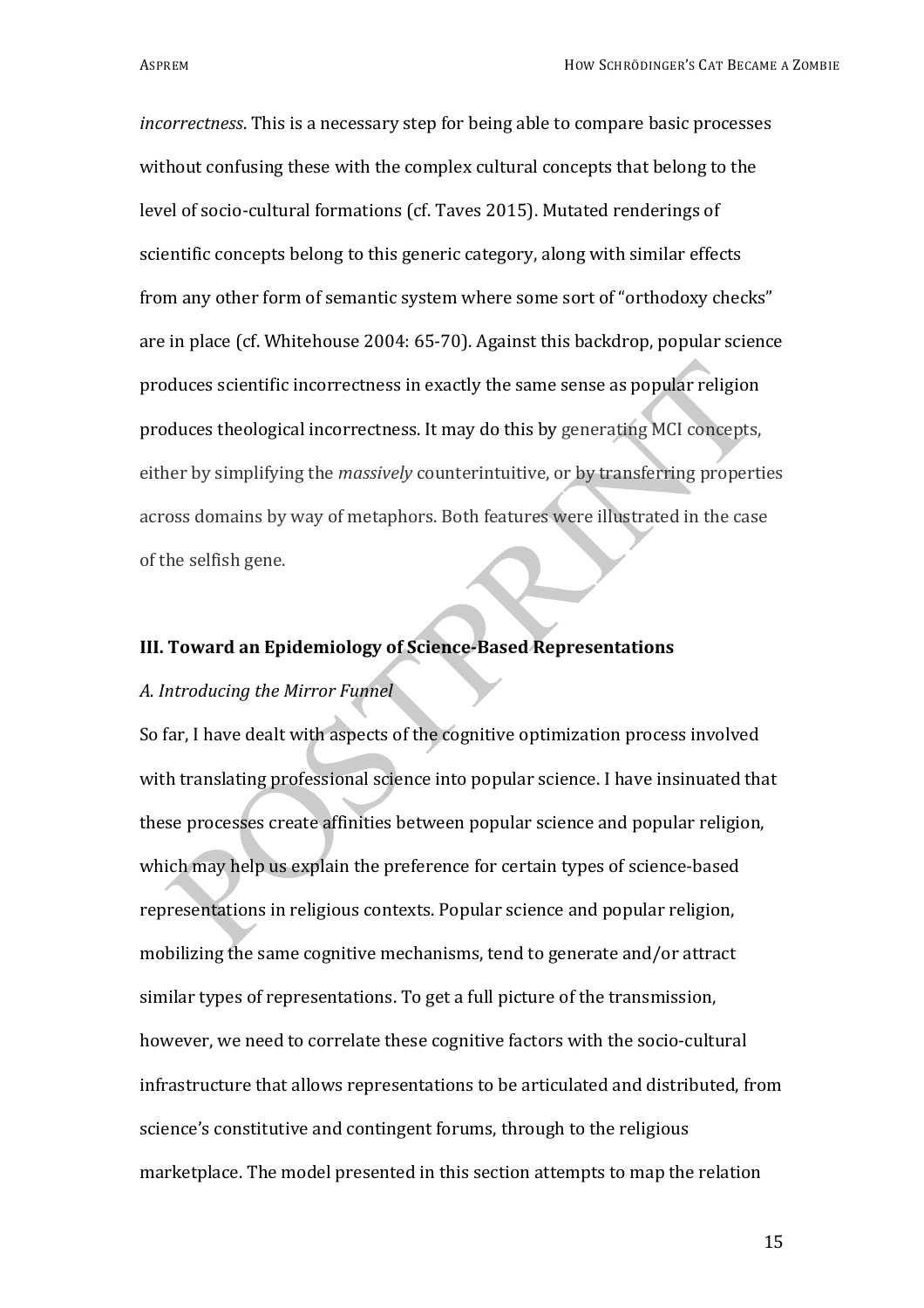*incorrectness*. This is a necessary step for being able to compare basic processes without confusing these with the complex cultural concepts that belong to the level of socio-cultural formations (cf. Taves 2015). Mutated renderings of scientific concepts belong to this generic category, along with similar effects from any other form of semantic system where some sort of "orthodoxy checks" are in place (cf. Whitehouse 2004: 65-70). Against this backdrop, popular science produces scientific incorrectness in exactly the same sense as popular religion produces theological incorrectness. It may do this by generating MCI concepts, either by simplifying the *massively* counterintuitive, or by transferring properties across domains by way of metaphors. Both features were illustrated in the case of the selfish gene.

## III. Toward an Epidemiology of Science-Based Representations

### *A. Introducing the Mirror Funnel*

So far, I have dealt with aspects of the cognitive optimization process involved with translating professional science into popular science. I have insinuated that these processes create affinities between popular science and popular religion, which may help us explain the preference for certain types of science-based representations in religious contexts. Popular science and popular religion, mobilizing the same cognitive mechanisms, tend to generate and/or attract similar types of representations. To get a full picture of the transmission, however, we need to correlate these cognitive factors with the socio-cultural infrastructure that allows representations to be articulated and distributed, from science's constitutive and contingent forums, through to the religious marketplace. The model presented in this section attempts to map the relation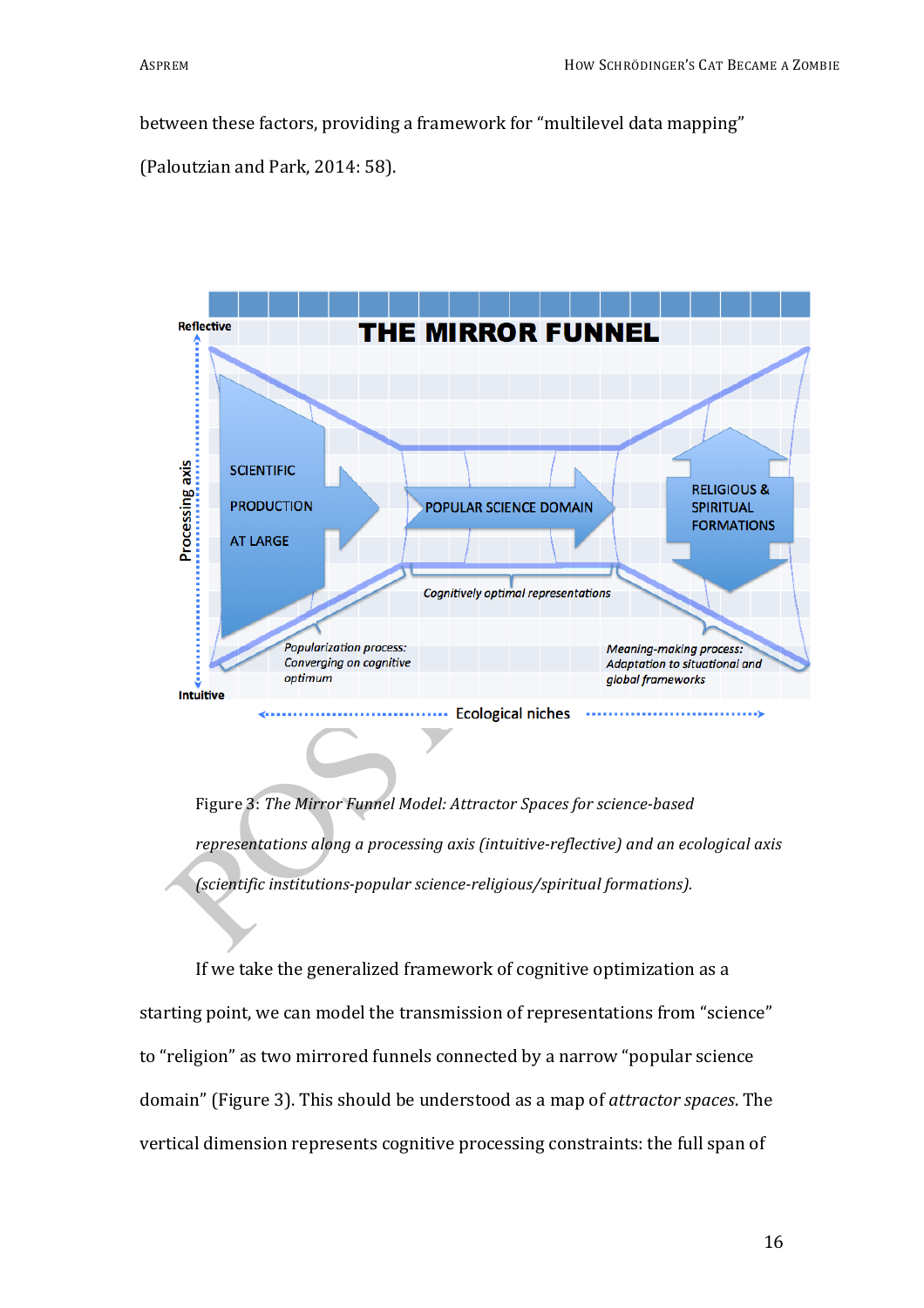between these factors, providing a framework for "multilevel data mapping" (Paloutzian and Park, 2014: 58).

Figure 3: *The Mirror Funnel Model: Attractor Spaces for science-based representations along a processing axis (intuitive-reflective) and an ecological axis (scientific institutions-popular science-religious/spiritual formations).*

If we take the generalized framework of cognitive optimization as a starting point, we can model the transmission of representations from "science" to "religion" as two mirrored funnels connected by a narrow "popular science domain" (Figure 3). This should be understood as a map of *attractor spaces*. The vertical dimension represents cognitive processing constraints: the full span of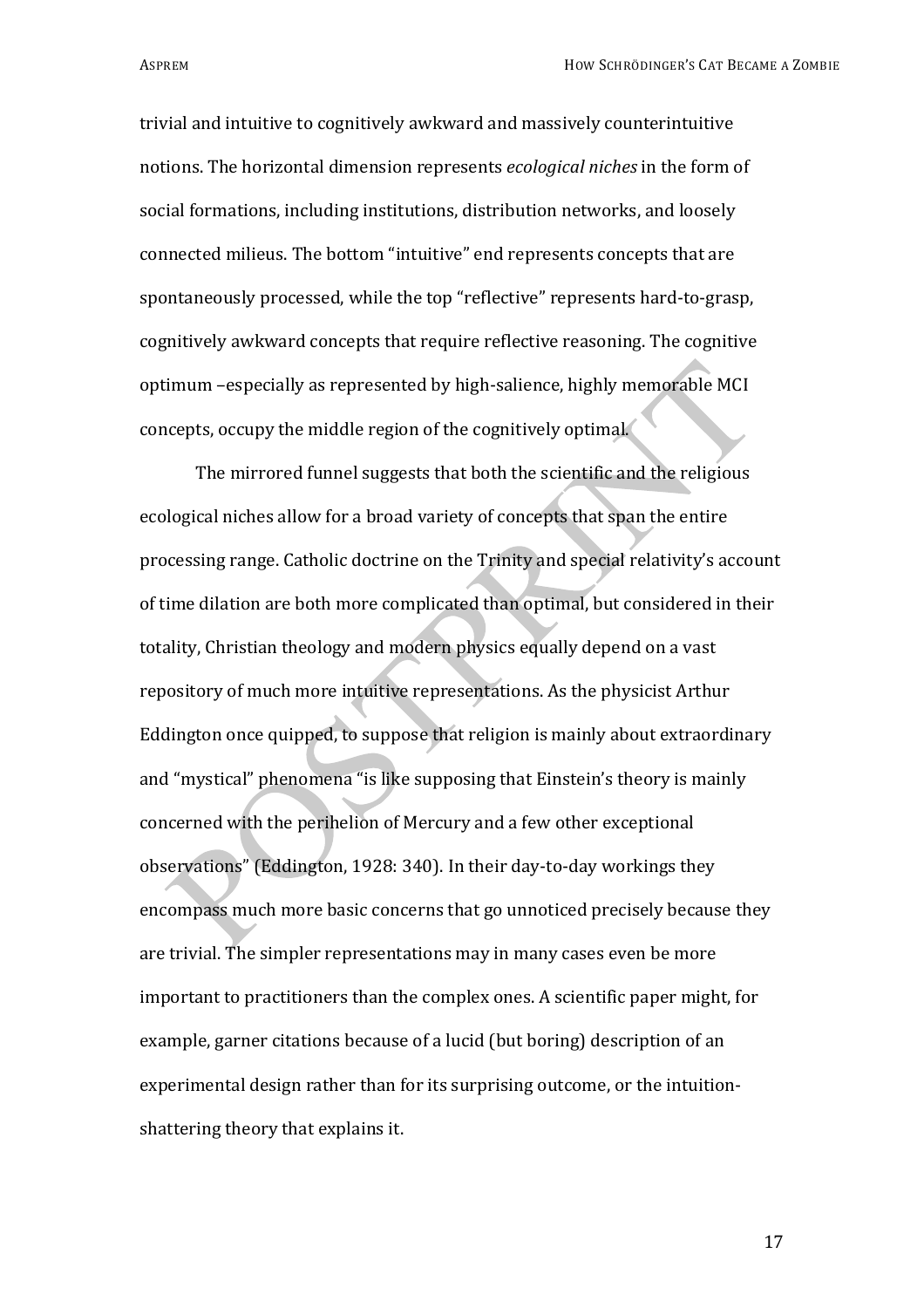trivial and intuitive to cognitively awkward and massively counterintuitive notions. The horizontal dimension represents *ecological niches* in the form of social formations, including institutions, distribution networks, and loosely connected milieus. The bottom "intuitive" end represents concepts that are spontaneously processed, while the top "reflective" represents hard-to-grasp, cognitively awkward concepts that require reflective reasoning. The cognitive optimum –especially as represented by high-salience, highly memorable MCI concepts, occupy the middle region of the cognitively optimal.

The mirrored funnel suggests that both the scientific and the religious ecological niches allow for a broad variety of concepts that span the entire processing range. Catholic doctrine on the Trinity and special relativity's account of time dilation are both more complicated than optimal, but considered in their totality, Christian theology and modern physics equally depend on a vast repository of much more intuitive representations. As the physicist Arthur Eddington once quipped, to suppose that religion is mainly about extraordinary and "mystical" phenomena "is like supposing that Einstein's theory is mainly concerned with the perihelion of Mercury and a few other exceptional observations" (Eddington, 1928: 340). In their day-to-day workings they encompass much more basic concerns that go unnoticed precisely because they are trivial. The simpler representations may in many cases even be more important to practitioners than the complex ones. A scientific paper might, for example, garner citations because of a lucid (but boring) description of an experimental design rather than for its surprising outcome, or the intuition-shattering theory that explains it.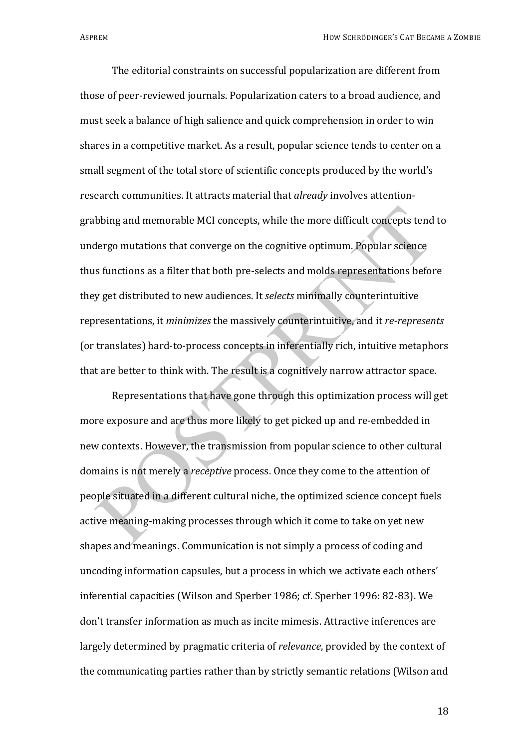The editorial constraints on successful popularization are different from those of peer-reviewed journals. Popularization caters to a broad audience, and must seek a balance of high salience and quick comprehension in order to win shares in a competitive market. As a result, popular science tends to center on a small segment of the total store of scientific concepts produced by the world's research communities. It attracts material that *already* involves attention-grabbing and memorable MCI concepts, while the more difficult concepts tend to undergo mutations that converge on the cognitive optimum. Popular science thus functions as a filter that both pre-selects and molds representations before they get distributed to new audiences. It *selects* minimally counterintuitive representations, it *minimizes* the massively counterintuitive, and it *re-represents* (or translates) hard-to-process concepts in inferentially rich, intuitive metaphors that are better to think with. The result is a cognitively narrow attractor space.

Representations that have gone through this optimization process will get more exposure and are thus more likely to get picked up and re-embedded in new contexts. However, the transmission from popular science to other cultural domains is not merely a *receptive* process. Once they come to the attention of people situated in a different cultural niche, the optimized science concept fuels active meaning-making processes through which it come to take on yet new shapes and meanings. Communication is not simply a process of coding and uncoding information capsules, but a process in which we activate each others' inferential capacities (Wilson and Sperber 1986; cf. Sperber 1996: 82-83). We don't transfer information as much as incite mimesis. Attractive inferences are largely determined by pragmatic criteria of *relevance*, provided by the context of the communicating parties rather than by strictly semantic relations (Wilson and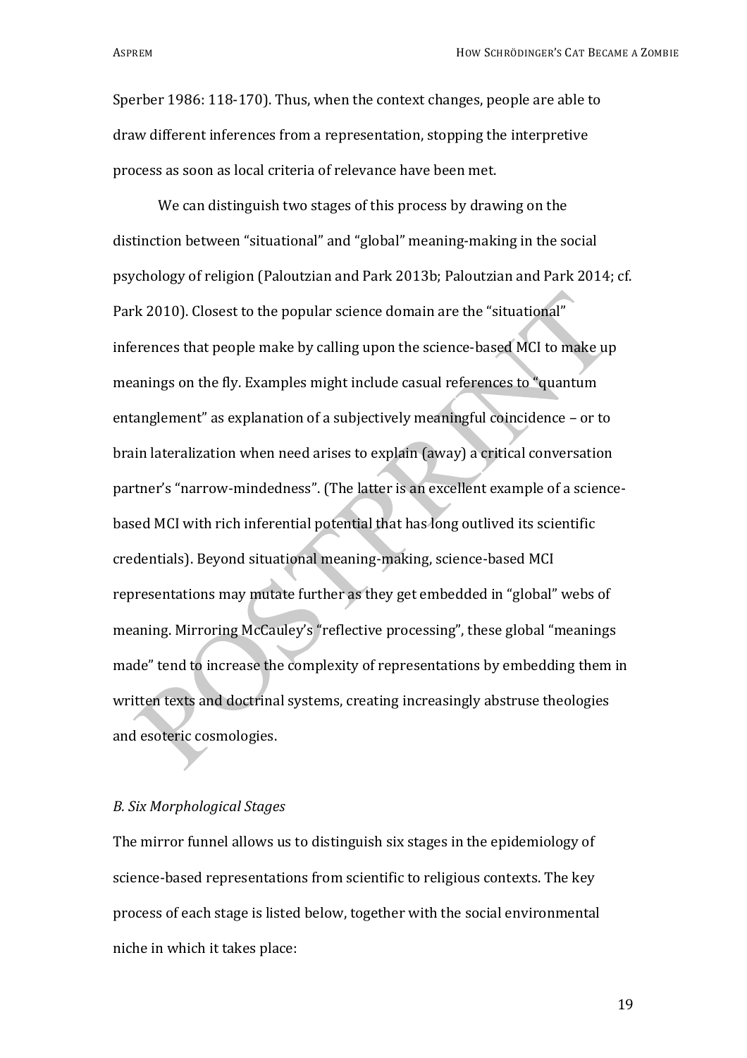Sperber 1986: 118-170). Thus, when the context changes, people are able to draw different inferences from a representation, stopping the interpretive process as soon as local criteria of relevance have been met.

We can distinguish two stages of this process by drawing on the distinction between "situational" and "global" meaning-making in the social psychology of religion (Paloutzian and Park 2013b; Paloutzian and Park 2014; cf. Park 2010). Closest to the popular science domain are the "situational" inferences that people make by calling upon the science-based MCI to make up meanings on the fly. Examples might include casual references to "quantum entanglement" as explanation of a subjectively meaningful coincidence – or to brain lateralization when need arises to explain (away) a critical conversation partner's "narrow-mindedness". (The latter is an excellent example of a science-based MCI with rich inferential potential that has long outlived its scientific credentials). Beyond situational meaning-making, science-based MCI representations may mutate further as they get embedded in "global" webs of meaning. Mirroring McCauley's "reflective processing", these global "meanings made" tend to increase the complexity of representations by embedding them in written texts and doctrinal systems, creating increasingly abstruse theologies and esoteric cosmologies.

### *B. Six Morphological Stages*

The mirror funnel allows us to distinguish six stages in the epidemiology of science-based representations from scientific to religious contexts. The key process of each stage is listed below, together with the social environmental niche in which it takes place: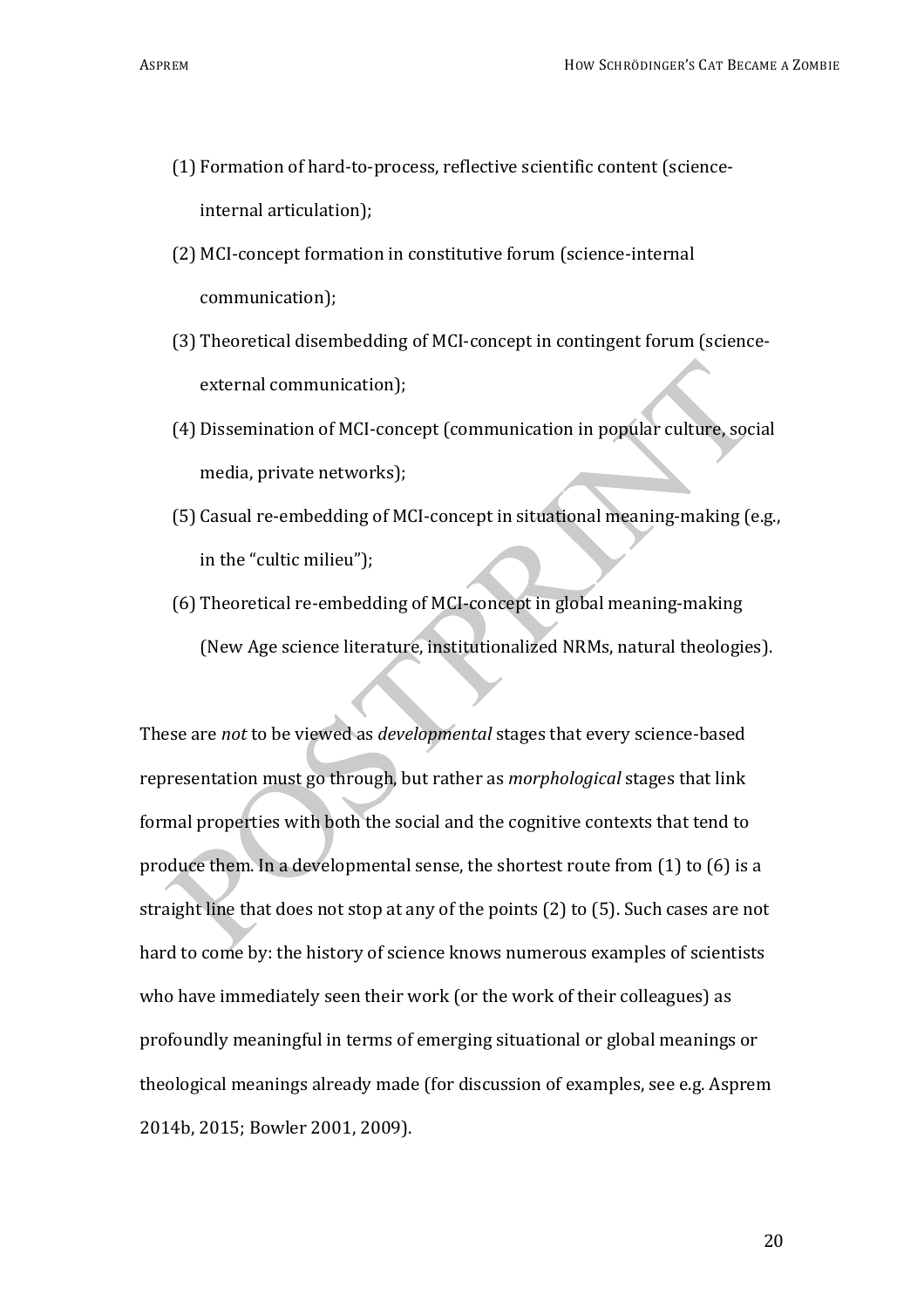(1) Formation of hard-to-process, reflective scientific content (science-internal articulation);

(2) MCI-concept formation in constitutive forum (science-internal communication);

(3) Theoretical disembedding of MCI-concept in contingent forum (science-external communication);

(4) Dissemination of MCI-concept (communication in popular culture, social media, private networks);

(5) Casual re-embedding of MCI-concept in situational meaning-making (e.g., in the "cultic milieu");

(6) Theoretical re-embedding of MCI-concept in global meaning-making (New Age science literature, institutionalized NRMs, natural theologies).

These are *not* to be viewed as *developmental* stages that every science-based representation must go through, but rather as *morphological* stages that link formal properties with both the social and the cognitive contexts that tend to produce them. In a developmental sense, the shortest route from (1) to (6) is a straight line that does not stop at any of the points (2) to (5). Such cases are not hard to come by: the history of science knows numerous examples of scientists who have immediately seen their work (or the work of their colleagues) as profoundly meaningful in terms of emerging situational or global meanings or theological meanings already made (for discussion of examples, see e.g. Asprem 2014b, 2015; Bowler 2001, 2009).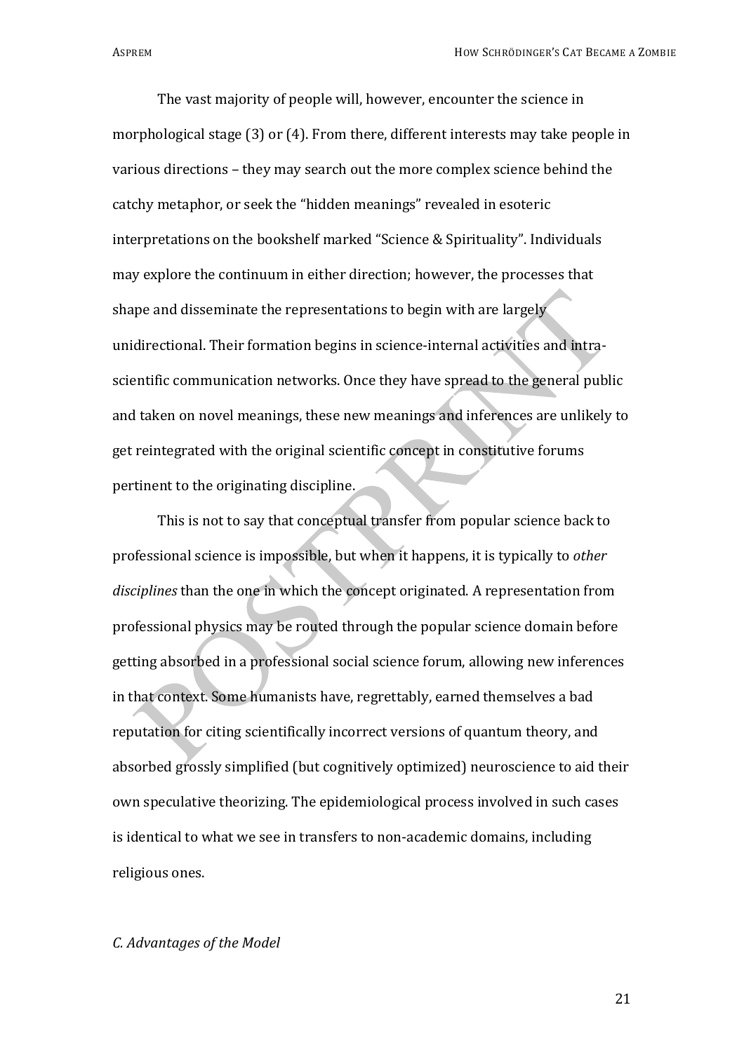The vast majority of people will, however, encounter the science in morphological stage (3) or (4). From there, different interests may take people in various directions – they may search out the more complex science behind the catchy metaphor, or seek the "hidden meanings" revealed in esoteric interpretations on the bookshelf marked "Science & Spirituality". Individuals may explore the continuum in either direction; however, the processes that shape and disseminate the representations to begin with are largely unidirectional. Their formation begins in science-internal activities and intra-scientific communication networks. Once they have spread to the general public and taken on novel meanings, these new meanings and inferences are unlikely to get reintegrated with the original scientific concept in constitutive forums pertinent to the originating discipline.

This is not to say that conceptual transfer from popular science back to professional science is impossible, but when it happens, it is typically to *other disciplines* than the one in which the concept originated. A representation from professional physics may be routed through the popular science domain before getting absorbed in a professional social science forum, allowing new inferences in that context. Some humanists have, regrettably, earned themselves a bad reputation for citing scientifically incorrect versions of quantum theory, and absorbed grossly simplified (but cognitively optimized) neuroscience to aid their own speculative theorizing. The epidemiological process involved in such cases is identical to what we see in transfers to non-academic domains, including religious ones.

### *C. Advantages of the Model*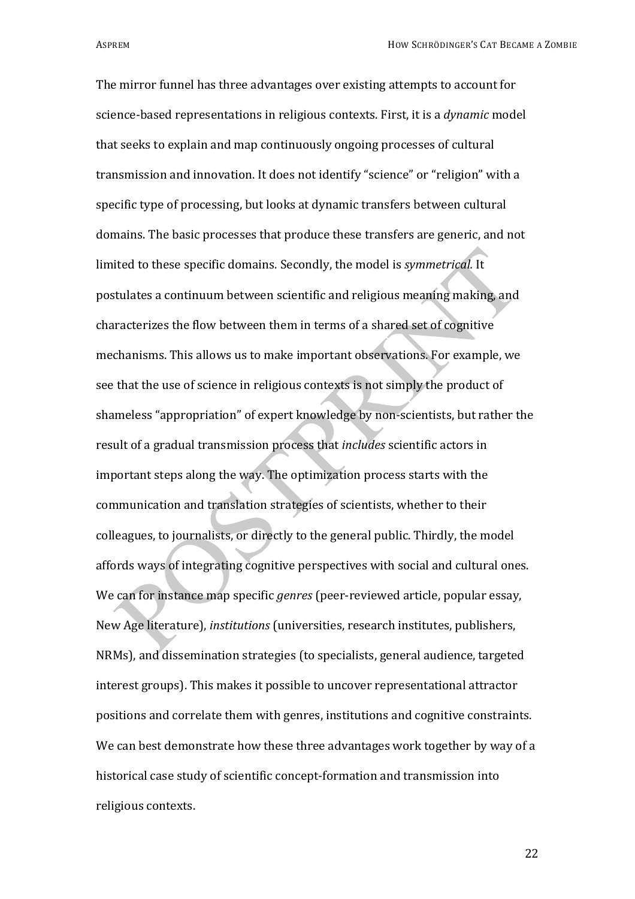The mirror funnel has three advantages over existing attempts to account for science-based representations in religious contexts. First, it is a *dynamic* model that seeks to explain and map continuously ongoing processes of cultural transmission and innovation. It does not identify "science" or "religion" with a specific type of processing, but looks at dynamic transfers between cultural domains. The basic processes that produce these transfers are generic, and not limited to these specific domains. Secondly, the model is *symmetrical.* It postulates a continuum between scientific and religious meaning making, and characterizes the flow between them in terms of a shared set of cognitive mechanisms. This allows us to make important observations. For example, we see that the use of science in religious contexts is not simply the product of shameless "appropriation" of expert knowledge by non-scientists, but rather the result of a gradual transmission process that *includes* scientific actors in important steps along the way. The optimization process starts with the communication and translation strategies of scientists, whether to their colleagues, to journalists, or directly to the general public. Thirdly, the model affords ways of integrating cognitive perspectives with social and cultural ones. We can for instance map specific *genres* (peer-reviewed article, popular essay, New Age literature), *institutions* (universities, research institutes, publishers, NRMs), and dissemination strategies (to specialists, general audience, targeted interest groups). This makes it possible to uncover representational attractor positions and correlate them with genres, institutions and cognitive constraints. We can best demonstrate how these three advantages work together by way of a historical case study of scientific concept-formation and transmission into religious contexts.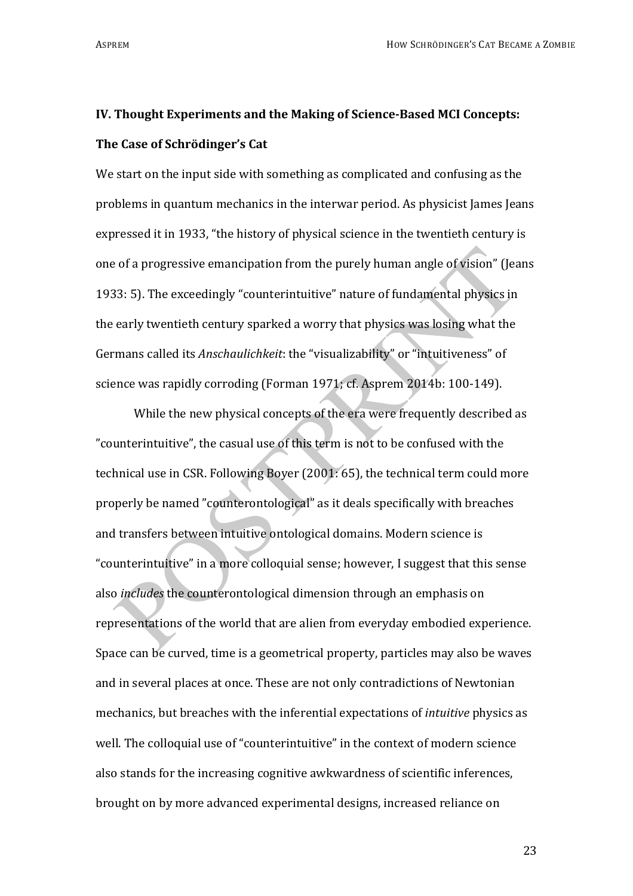## IV. Thought Experiments and the Making of Science-Based MCI Concepts: The Case of Schrödinger's Cat

We start on the input side with something as complicated and confusing as the problems in quantum mechanics in the interwar period. As physicist James Jeans expressed it in 1933, "the history of physical science in the twentieth century is one of a progressive emancipation from the purely human angle of vision" (Jeans 1933: 5). The exceedingly "counterintuitive" nature of fundamental physics in the early twentieth century sparked a worry that physics was losing what the Germans called its *Anschaulichkeit*: the "visualizability" or "intuitiveness" of science was rapidly corroding (Forman 1971; cf. Asprem 2014b: 100-149).

While the new physical concepts of the era were frequently described as "counterintuitive", the casual use of this term is not to be confused with the technical use in CSR. Following Boyer (2001: 65), the technical term could more properly be named "counterontological" as it deals specifically with breaches and transfers between intuitive ontological domains. Modern science is "counterintuitive" in a more colloquial sense; however, I suggest that this sense also *includes* the counterontological dimension through an emphasis on representations of the world that are alien from everyday embodied experience. Space can be curved, time is a geometrical property, particles may also be waves and in several places at once. These are not only contradictions of Newtonian mechanics, but breaches with the inferential expectations of *intuitive* physics as well. The colloquial use of "counterintuitive" in the context of modern science also stands for the increasing cognitive awkwardness of scientific inferences, brought on by more advanced experimental designs, increased reliance on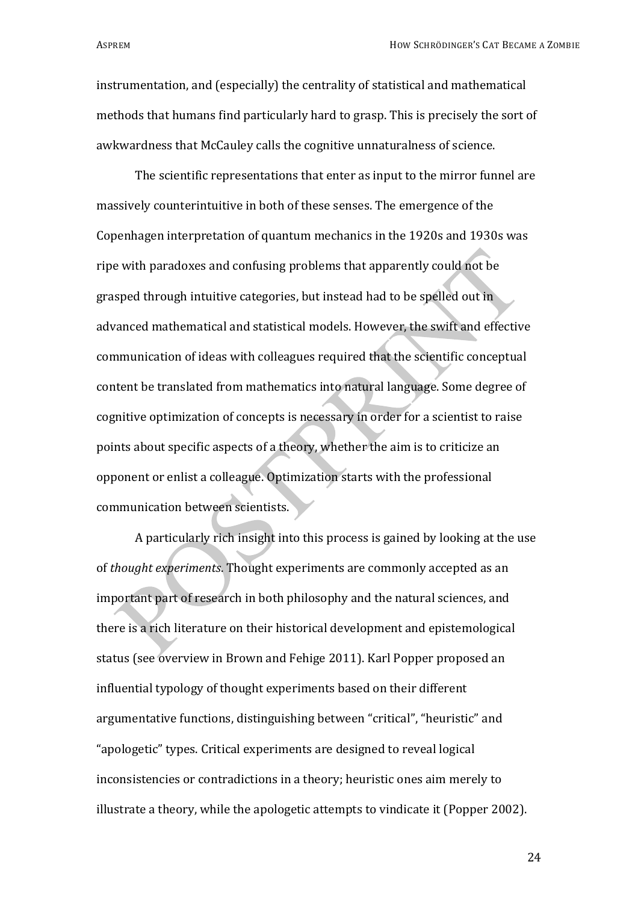instrumentation, and (especially) the centrality of statistical and mathematical methods that humans find particularly hard to grasp. This is precisely the sort of awkwardness that McCauley calls the cognitive unnaturalness of science.

The scientific representations that enter as input to the mirror funnel are massively counterintuitive in both of these senses. The emergence of the Copenhagen interpretation of quantum mechanics in the 1920s and 1930s was ripe with paradoxes and confusing problems that apparently could not be grasped through intuitive categories, but instead had to be spelled out in advanced mathematical and statistical models. However, the swift and effective communication of ideas with colleagues required that the scientific conceptual content be translated from mathematics into natural language. Some degree of cognitive optimization of concepts is necessary in order for a scientist to raise points about specific aspects of a theory, whether the aim is to criticize an opponent or enlist a colleague. Optimization starts with the professional communication between scientists.

A particularly rich insight into this process is gained by looking at the use of *thought experiments*. Thought experiments are commonly accepted as an important part of research in both philosophy and the natural sciences, and there is a rich literature on their historical development and epistemological status (see overview in Brown and Fehige 2011). Karl Popper proposed an influential typology of thought experiments based on their different argumentative functions, distinguishing between "critical", "heuristic" and "apologetic" types. Critical experiments are designed to reveal logical inconsistencies or contradictions in a theory; heuristic ones aim merely to illustrate a theory, while the apologetic attempts to vindicate it (Popper 2002).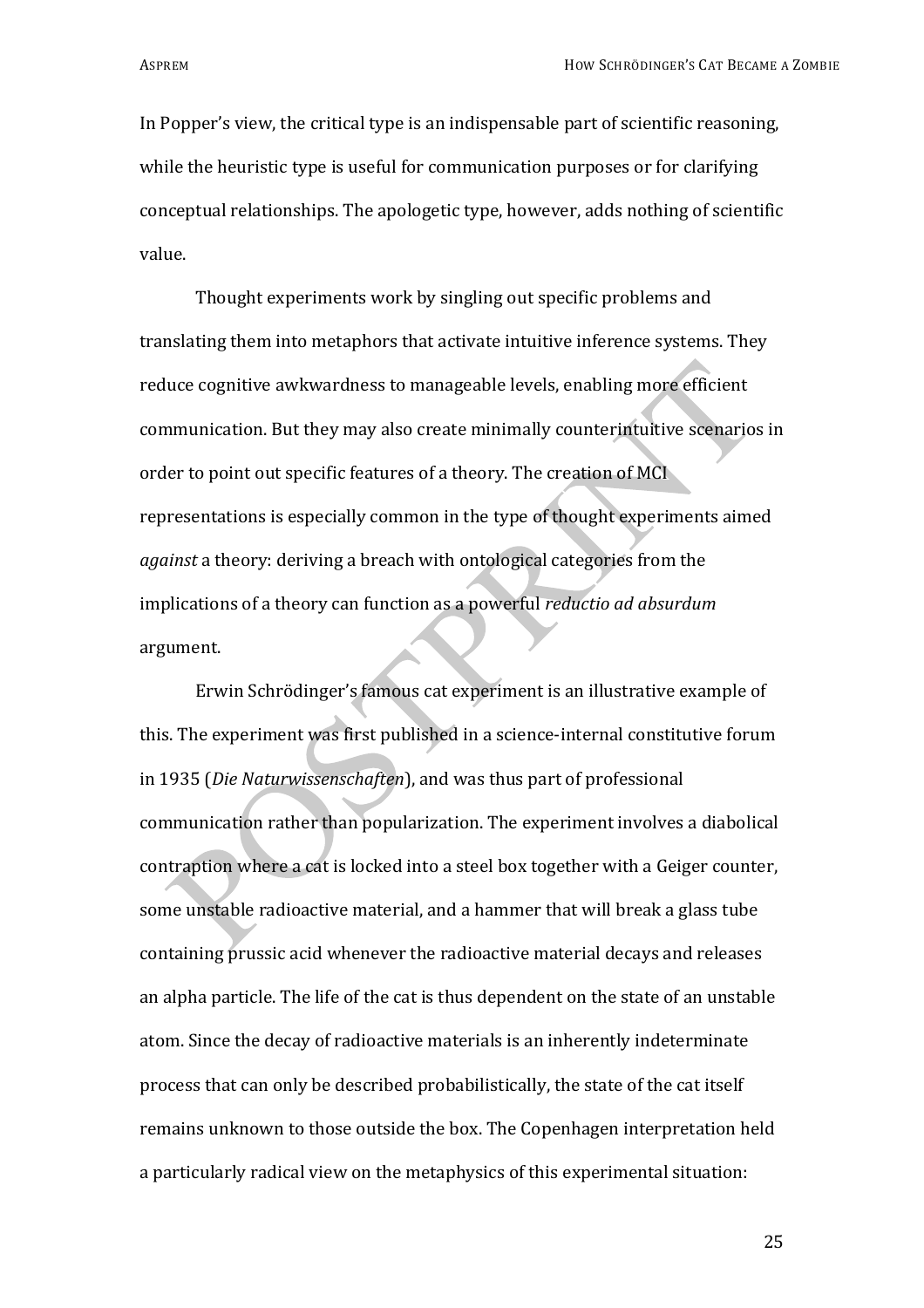In Popper's view, the critical type is an indispensable part of scientific reasoning, while the heuristic type is useful for communication purposes or for clarifying conceptual relationships. The apologetic type, however, adds nothing of scientific value.

Thought experiments work by singling out specific problems and translating them into metaphors that activate intuitive inference systems. They reduce cognitive awkwardness to manageable levels, enabling more efficient communication. But they may also create minimally counterintuitive scenarios in order to point out specific features of a theory. The creation of MCI representations is especially common in the type of thought experiments aimed *against* a theory: deriving a breach with ontological categories from the implications of a theory can function as a powerful *reductio ad absurdum* argument.

Erwin Schrödinger's famous cat experiment is an illustrative example of this. The experiment was first published in a science-internal constitutive forum in 1935 (*Die Naturwissenschaften*), and was thus part of professional communication rather than popularization. The experiment involves a diabolical contraption where a cat is locked into a steel box together with a Geiger counter, some unstable radioactive material, and a hammer that will break a glass tube containing prussic acid whenever the radioactive material decays and releases an alpha particle. The life of the cat is thus dependent on the state of an unstable atom. Since the decay of radioactive materials is an inherently indeterminate process that can only be described probabilistically, the state of the cat itself remains unknown to those outside the box. The Copenhagen interpretation held a particularly radical view on the metaphysics of this experimental situation: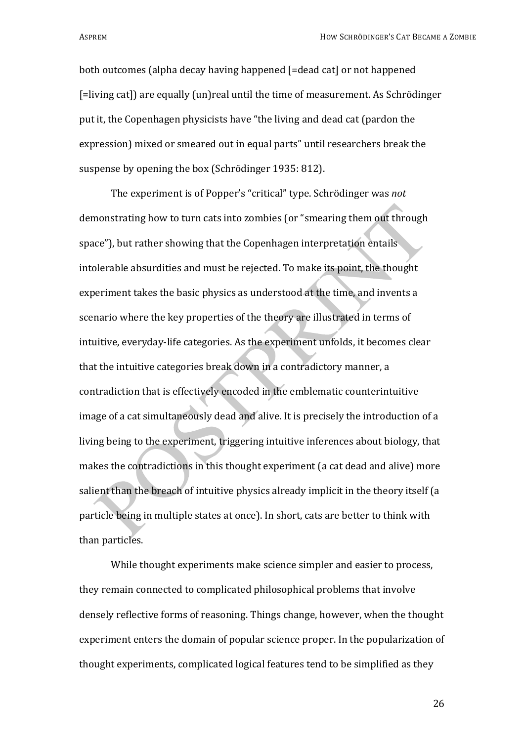both outcomes (alpha decay having happened [=dead cat] or not happened [=living cat]) are equally (un)real until the time of measurement. As Schrödinger put it, the Copenhagen physicists have "the living and dead cat (pardon the expression) mixed or smeared out in equal parts" until researchers break the suspense by opening the box (Schrödinger 1935: 812).

The experiment is of Popper's "critical" type. Schrödinger was *not* demonstrating how to turn cats into zombies (or "smearing them out through space"), but rather showing that the Copenhagen interpretation entails intolerable absurdities and must be rejected. To make its point, the thought experiment takes the basic physics as understood at the time, and invents a scenario where the key properties of the theory are illustrated in terms of intuitive, everyday-life categories. As the experiment unfolds, it becomes clear that the intuitive categories break down in a contradictory manner, a contradiction that is effectively encoded in the emblematic counterintuitive image of a cat simultaneously dead and alive. It is precisely the introduction of a living being to the experiment, triggering intuitive inferences about biology, that makes the contradictions in this thought experiment (a cat dead and alive) more salient than the breach of intuitive physics already implicit in the theory itself (a particle being in multiple states at once). In short, cats are better to think with than particles.

While thought experiments make science simpler and easier to process, they remain connected to complicated philosophical problems that involve densely reflective forms of reasoning. Things change, however, when the thought experiment enters the domain of popular science proper. In the popularization of thought experiments, complicated logical features tend to be simplified as they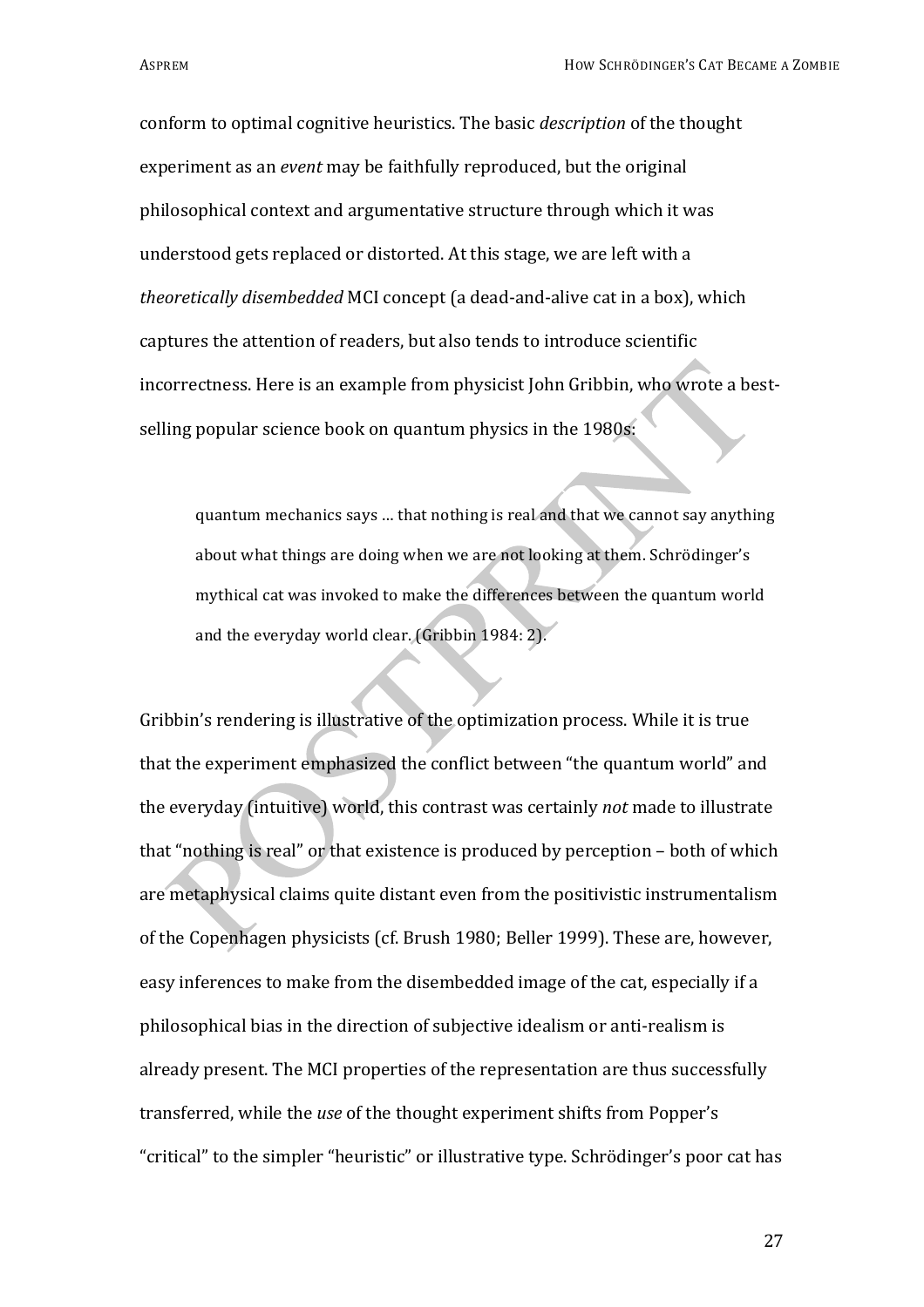conform to optimal cognitive heuristics. The basic *description* of the thought experiment as an *event* may be faithfully reproduced, but the original philosophical context and argumentative structure through which it was understood gets replaced or distorted. At this stage, we are left with a *theoretically disembedded* MCI concept (a dead-and-alive cat in a box), which captures the attention of readers, but also tends to introduce scientific incorrectness. Here is an example from physicist John Gribbin, who wrote a best-selling popular science book on quantum physics in the 1980s:

> quantum mechanics says … that nothing is real and that we cannot say anything about what things are doing when we are not looking at them. Schrödinger's mythical cat was invoked to make the differences between the quantum world and the everyday world clear. (Gribbin 1984: 2).

Gribbin's rendering is illustrative of the optimization process. While it is true that the experiment emphasized the conflict between "the quantum world" and the everyday (intuitive) world, this contrast was certainly *not* made to illustrate that "nothing is real" or that existence is produced by perception – both of which are metaphysical claims quite distant even from the positivistic instrumentalism of the Copenhagen physicists (cf. Brush 1980; Beller 1999). These are, however, easy inferences to make from the disembedded image of the cat, especially if a philosophical bias in the direction of subjective idealism or anti-realism is already present. The MCI properties of the representation are thus successfully transferred, while the *use* of the thought experiment shifts from Popper's "critical" to the simpler "heuristic" or illustrative type. Schrödinger's poor cat has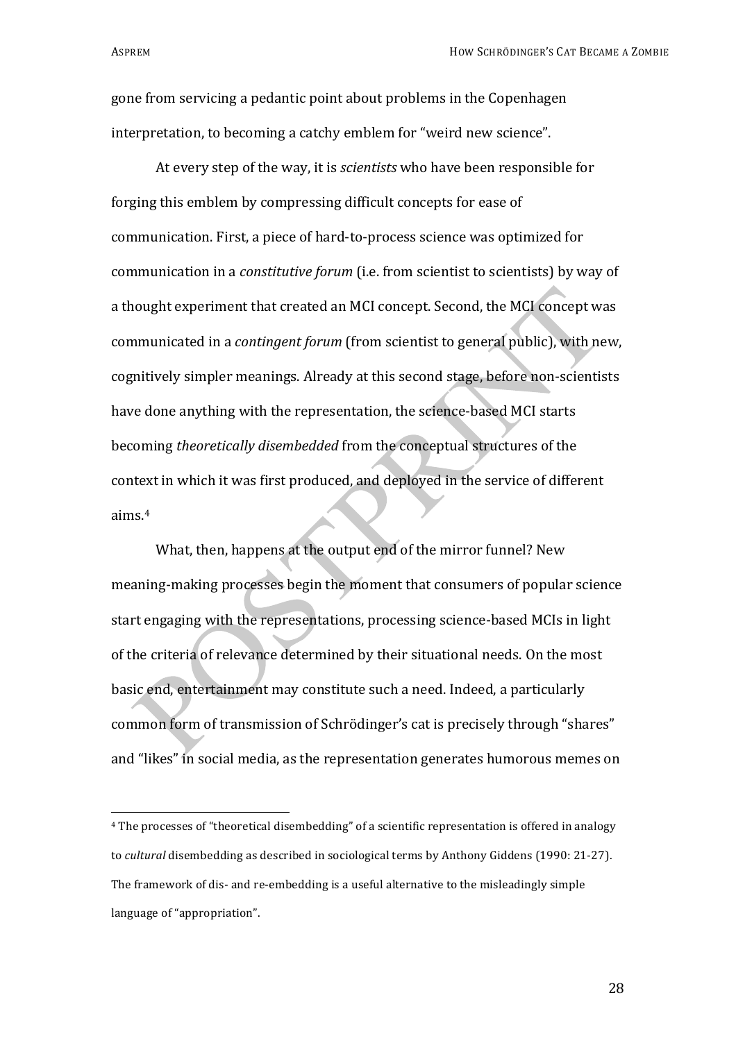gone from servicing a pedantic point about problems in the Copenhagen interpretation, to becoming a catchy emblem for "weird new science".

At every step of the way, it is *scientists* who have been responsible for forging this emblem by compressing difficult concepts for ease of communication. First, a piece of hard-to-process science was optimized for communication in a *constitutive forum* (i.e. from scientist to scientists) by way of a thought experiment that created an MCI concept. Second, the MCI concept was communicated in a *contingent forum* (from scientist to general public), with new, cognitively simpler meanings. Already at this second stage, before non-scientists have done anything with the representation, the science-based MCI starts becoming *theoretically disembedded* from the conceptual structures of the context in which it was first produced, and deployed in the service of different aims.[4]

What, then, happens at the output end of the mirror funnel? New meaning-making processes begin the moment that consumers of popular science start engaging with the representations, processing science-based MCIs in light of the criteria of relevance determined by their situational needs. On the most basic end, entertainment may constitute such a need. Indeed, a particularly common form of transmission of Schrödinger's cat is precisely through "shares" and "likes" in social media, as the representation generates humorous memes on

---

[4] The processes of "theoretical disembedding" of a scientific representation is offered in analogy to *cultural* disembedding as described in sociological terms by Anthony Giddens (1990: 21-27). The framework of dis- and re-embedding is a useful alternative to the misleadingly simple language of "appropriation".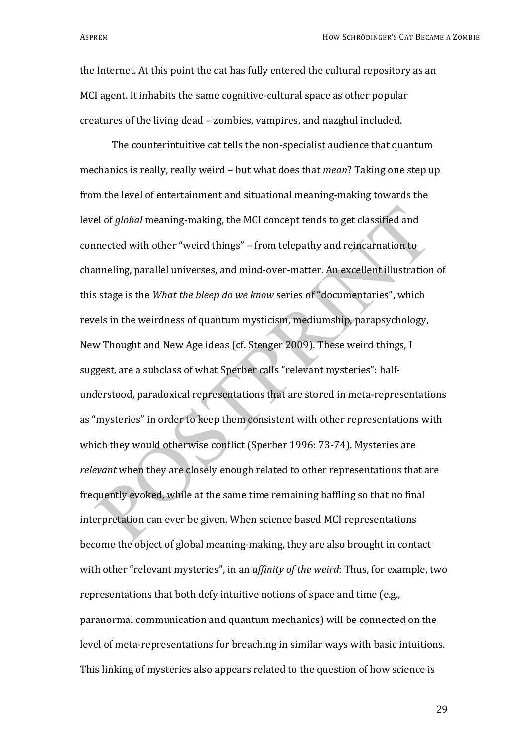the Internet. At this point the cat has fully entered the cultural repository as an MCI agent. It inhabits the same cognitive-cultural space as other popular creatures of the living dead – zombies, vampires, and nazghul included.

The counterintuitive cat tells the non-specialist audience that quantum mechanics is really, really weird – but what does that *mean*? Taking one step up from the level of entertainment and situational meaning-making towards the level of *global* meaning-making, the MCI concept tends to get classified and connected with other "weird things" – from telepathy and reincarnation to channeling, parallel universes, and mind-over-matter. An excellent illustration of this stage is the *What the bleep do we know* series of "documentaries", which revels in the weirdness of quantum mysticism, mediumship, parapsychology, New Thought and New Age ideas (cf. Stenger 2009). These weird things, I suggest, are a subclass of what Sperber calls "relevant mysteries": half-understood, paradoxical representations that are stored in meta-representations as "mysteries" in order to keep them consistent with other representations with which they would otherwise conflict (Sperber 1996: 73-74). Mysteries are *relevant* when they are closely enough related to other representations that are frequently evoked, while at the same time remaining baffling so that no final interpretation can ever be given. When science based MCI representations become the object of global meaning-making, they are also brought in contact with other "relevant mysteries", in an *affinity of the weird*: Thus, for example, two representations that both defy intuitive notions of space and time (e.g., paranormal communication and quantum mechanics) will be connected on the level of meta-representations for breaching in similar ways with basic intuitions. This linking of mysteries also appears related to the question of how science is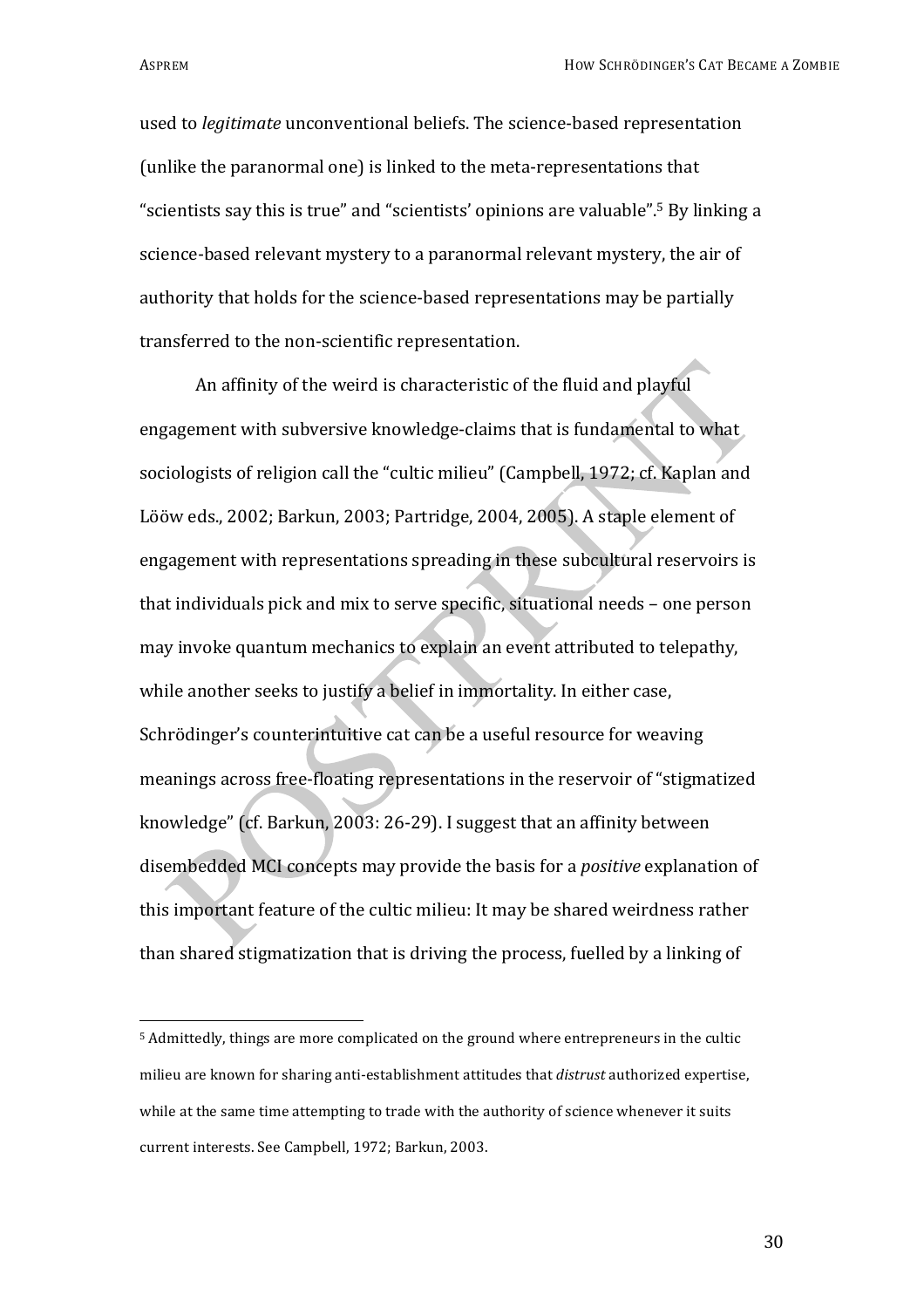used to *legitimate* unconventional beliefs. The science-based representation (unlike the paranormal one) is linked to the meta-representations that "scientists say this is true" and "scientists' opinions are valuable".[5] By linking a science-based relevant mystery to a paranormal relevant mystery, the air of authority that holds for the science-based representations may be partially transferred to the non-scientific representation.

An affinity of the weird is characteristic of the fluid and playful engagement with subversive knowledge-claims that is fundamental to what sociologists of religion call the "cultic milieu" (Campbell, 1972; cf. Kaplan and Lööw eds., 2002; Barkun, 2003; Partridge, 2004, 2005). A staple element of engagement with representations spreading in these subcultural reservoirs is that individuals pick and mix to serve specific, situational needs – one person may invoke quantum mechanics to explain an event attributed to telepathy, while another seeks to justify a belief in immortality. In either case, Schrödinger's counterintuitive cat can be a useful resource for weaving meanings across free-floating representations in the reservoir of "stigmatized knowledge" (cf. Barkun, 2003: 26-29). I suggest that an affinity between disembedded MCI concepts may provide the basis for a *positive* explanation of this important feature of the cultic milieu: It may be shared weirdness rather than shared stigmatization that is driving the process, fuelled by a linking of

[5] Admittedly, things are more complicated on the ground where entrepreneurs in the cultic milieu are known for sharing anti-establishment attitudes that *distrust* authorized expertise, while at the same time attempting to trade with the authority of science whenever it suits current interests. See Campbell, 1972; Barkun, 2003.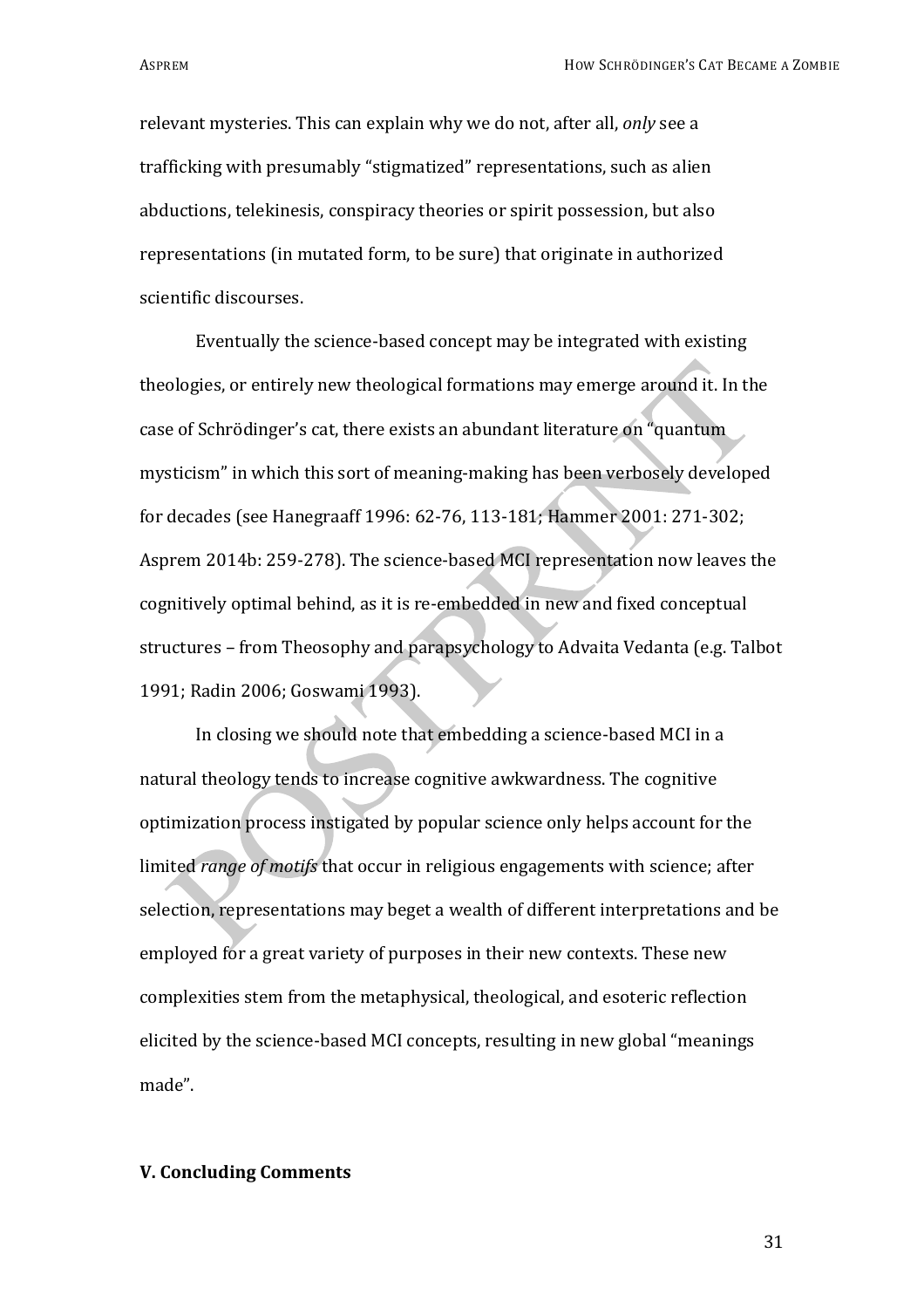relevant mysteries. This can explain why we do not, after all, *only* see a trafficking with presumably "stigmatized" representations, such as alien abductions, telekinesis, conspiracy theories or spirit possession, but also representations (in mutated form, to be sure) that originate in authorized scientific discourses.

Eventually the science-based concept may be integrated with existing theologies, or entirely new theological formations may emerge around it. In the case of Schrödinger's cat, there exists an abundant literature on "quantum mysticism" in which this sort of meaning-making has been verbosely developed for decades (see Hanegraaff 1996: 62-76, 113-181; Hammer 2001: 271-302; Asprem 2014b: 259-278). The science-based MCI representation now leaves the cognitively optimal behind, as it is re-embedded in new and fixed conceptual structures – from Theosophy and parapsychology to Advaita Vedanta (e.g. Talbot 1991; Radin 2006; Goswami 1993).

In closing we should note that embedding a science-based MCI in a natural theology tends to increase cognitive awkwardness. The cognitive optimization process instigated by popular science only helps account for the limited *range of motifs* that occur in religious engagements with science; after selection, representations may beget a wealth of different interpretations and be employed for a great variety of purposes in their new contexts. These new complexities stem from the metaphysical, theological, and esoteric reflection elicited by the science-based MCI concepts, resulting in new global "meanings made".

## V. Concluding Comments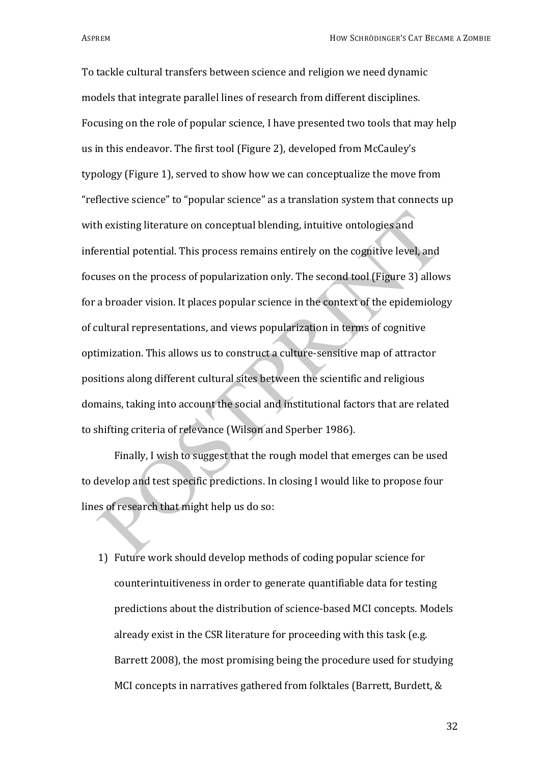To tackle cultural transfers between science and religion we need dynamic models that integrate parallel lines of research from different disciplines. Focusing on the role of popular science, I have presented two tools that may help us in this endeavor. The first tool (Figure 2), developed from McCauley's typology (Figure 1), served to show how we can conceptualize the move from "reflective science" to "popular science" as a translation system that connects up with existing literature on conceptual blending, intuitive ontologies and inferential potential. This process remains entirely on the cognitive level, and focuses on the process of popularization only. The second tool (Figure 3) allows for a broader vision. It places popular science in the context of the epidemiology of cultural representations, and views popularization in terms of cognitive optimization. This allows us to construct a culture-sensitive map of attractor positions along different cultural sites between the scientific and religious domains, taking into account the social and institutional factors that are related to shifting criteria of relevance (Wilson and Sperber 1986).

Finally, I wish to suggest that the rough model that emerges can be used to develop and test specific predictions. In closing I would like to propose four lines of research that might help us do so:

1) Future work should develop methods of coding popular science for counterintuitiveness in order to generate quantifiable data for testing predictions about the distribution of science-based MCI concepts. Models already exist in the CSR literature for proceeding with this task (e.g. Barrett 2008), the most promising being the procedure used for studying MCI concepts in narratives gathered from folktales (Barrett, Burdett, &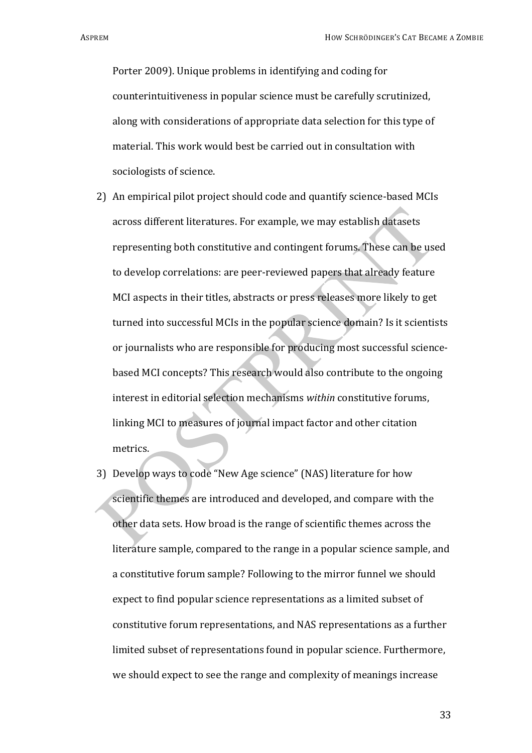Porter 2009). Unique problems in identifying and coding for counterintuitiveness in popular science must be carefully scrutinized, along with considerations of appropriate data selection for this type of material. This work would best be carried out in consultation with sociologists of science.

2) An empirical pilot project should code and quantify science-based MCIs across different literatures. For example, we may establish datasets representing both constitutive and contingent forums. These can be used to develop correlations: are peer-reviewed papers that already feature MCI aspects in their titles, abstracts or press releases more likely to get turned into successful MCIs in the popular science domain? Is it scientists or journalists who are responsible for producing most successful science-based MCI concepts? This research would also contribute to the ongoing interest in editorial selection mechanisms *within* constitutive forums, linking MCI to measures of journal impact factor and other citation metrics.

3) Develop ways to code "New Age science" (NAS) literature for how scientific themes are introduced and developed, and compare with the other data sets. How broad is the range of scientific themes across the literature sample, compared to the range in a popular science sample, and a constitutive forum sample? Following to the mirror funnel we should expect to find popular science representations as a limited subset of constitutive forum representations, and NAS representations as a further limited subset of representations found in popular science. Furthermore, we should expect to see the range and complexity of meanings increase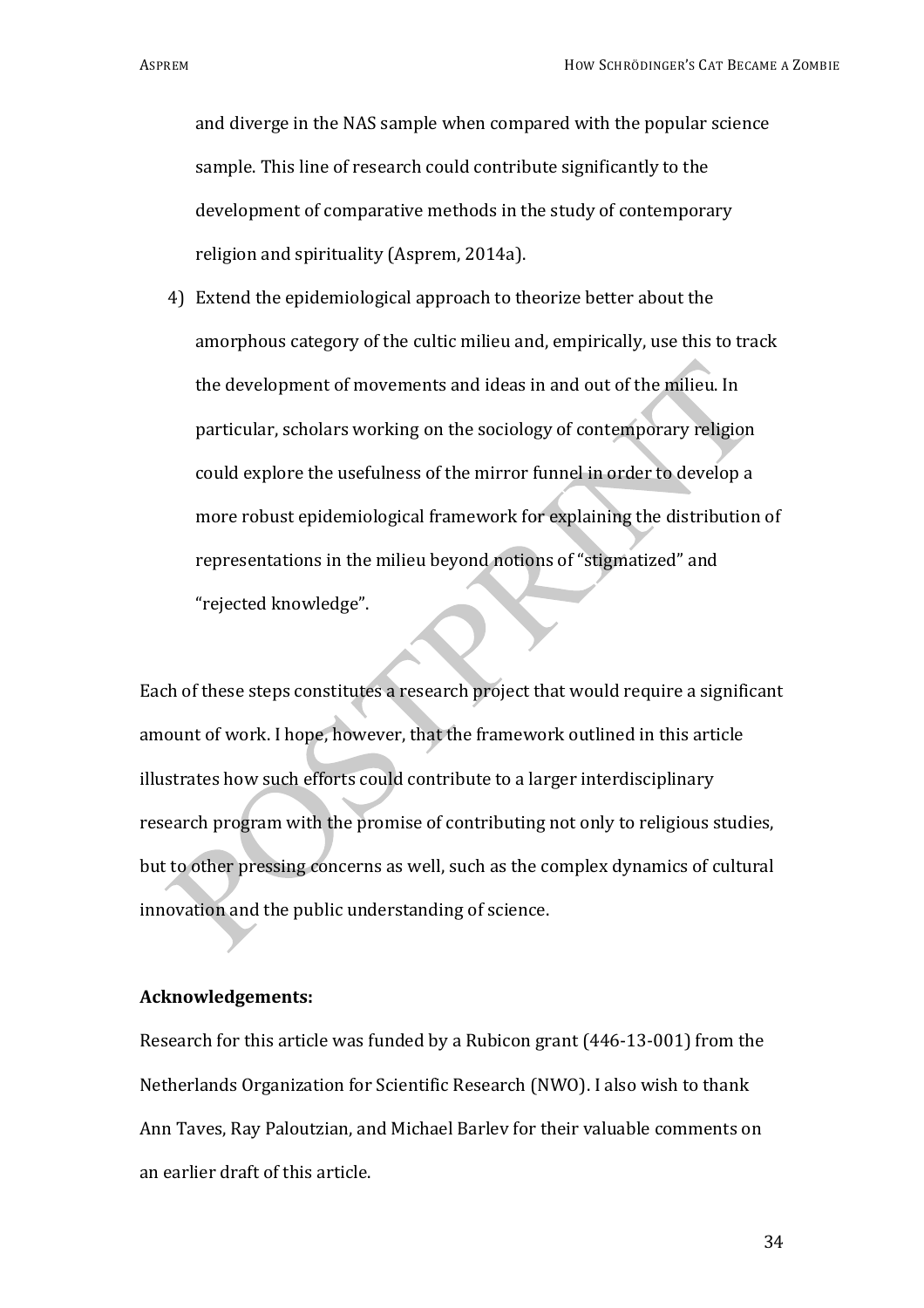and diverge in the NAS sample when compared with the popular science sample. This line of research could contribute significantly to the development of comparative methods in the study of contemporary religion and spirituality (Asprem, 2014a).

4) Extend the epidemiological approach to theorize better about the amorphous category of the cultic milieu and, empirically, use this to track the development of movements and ideas in and out of the milieu. In particular, scholars working on the sociology of contemporary religion could explore the usefulness of the mirror funnel in order to develop a more robust epidemiological framework for explaining the distribution of representations in the milieu beyond notions of "stigmatized" and "rejected knowledge".

Each of these steps constitutes a research project that would require a significant amount of work. I hope, however, that the framework outlined in this article illustrates how such efforts could contribute to a larger interdisciplinary research program with the promise of contributing not only to religious studies, but to other pressing concerns as well, such as the complex dynamics of cultural innovation and the public understanding of science.

**Acknowledgements:**

Research for this article was funded by a Rubicon grant (446-13-001) from the Netherlands Organization for Scientific Research (NWO). I also wish to thank Ann Taves, Ray Paloutzian, and Michael Barlev for their valuable comments on an earlier draft of this article.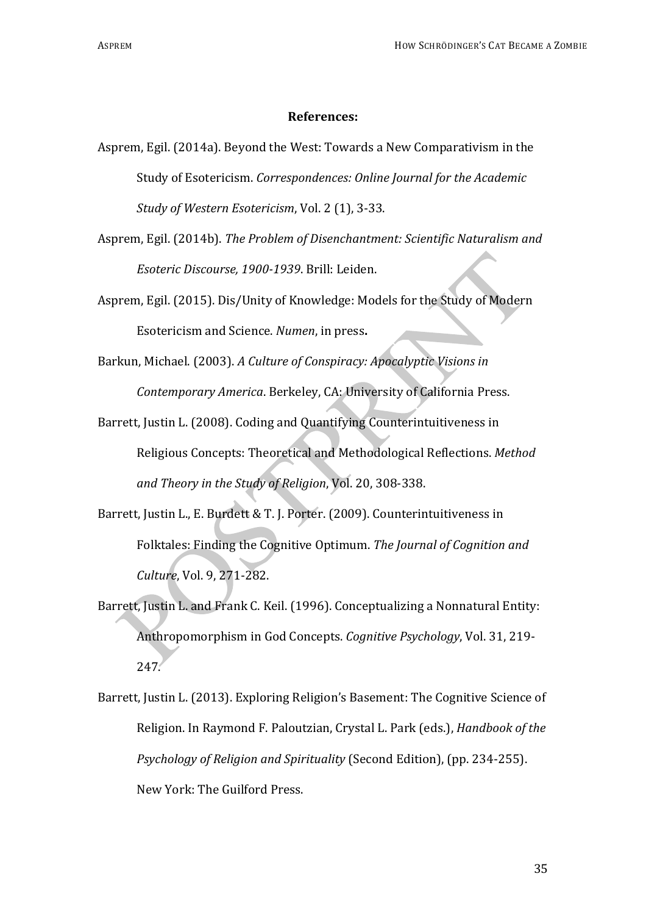**References:**

Asprem, Egil. (2014a). Beyond the West: Towards a New Comparativism in the Study of Esotericism. *Correspondences: Online Journal for the Academic Study of Western Esotericism*, Vol. 2 (1), 3-33.

Asprem, Egil. (2014b). *The Problem of Disenchantment: Scientific Naturalism and Esoteric Discourse, 1900-1939*. Brill: Leiden.

Asprem, Egil. (2015). Dis/Unity of Knowledge: Models for the Study of Modern Esotericism and Science. *Numen*, in press**.**

Barkun, Michael. (2003). *A Culture of Conspiracy: Apocalyptic Visions in Contemporary America*. Berkeley, CA: University of California Press.

Barrett, Justin L. (2008). Coding and Quantifying Counterintuitiveness in Religious Concepts: Theoretical and Methodological Reflections. *Method and Theory in the Study of Religion*, Vol. 20, 308-338.

Barrett, Justin L., E. Burdett & T. J. Porter. (2009). Counterintuitiveness in Folktales: Finding the Cognitive Optimum. *The Journal of Cognition and Culture*, Vol. 9, 271-282.

Barrett, Justin L. and Frank C. Keil. (1996). Conceptualizing a Nonnatural Entity: Anthropomorphism in God Concepts. *Cognitive Psychology*, Vol. 31, 219-247.

Barrett, Justin L. (2013). Exploring Religion's Basement: The Cognitive Science of Religion. In Raymond F. Paloutzian, Crystal L. Park (eds.), *Handbook of the Psychology of Religion and Spirituality* (Second Edition), (pp. 234-255). New York: The Guilford Press.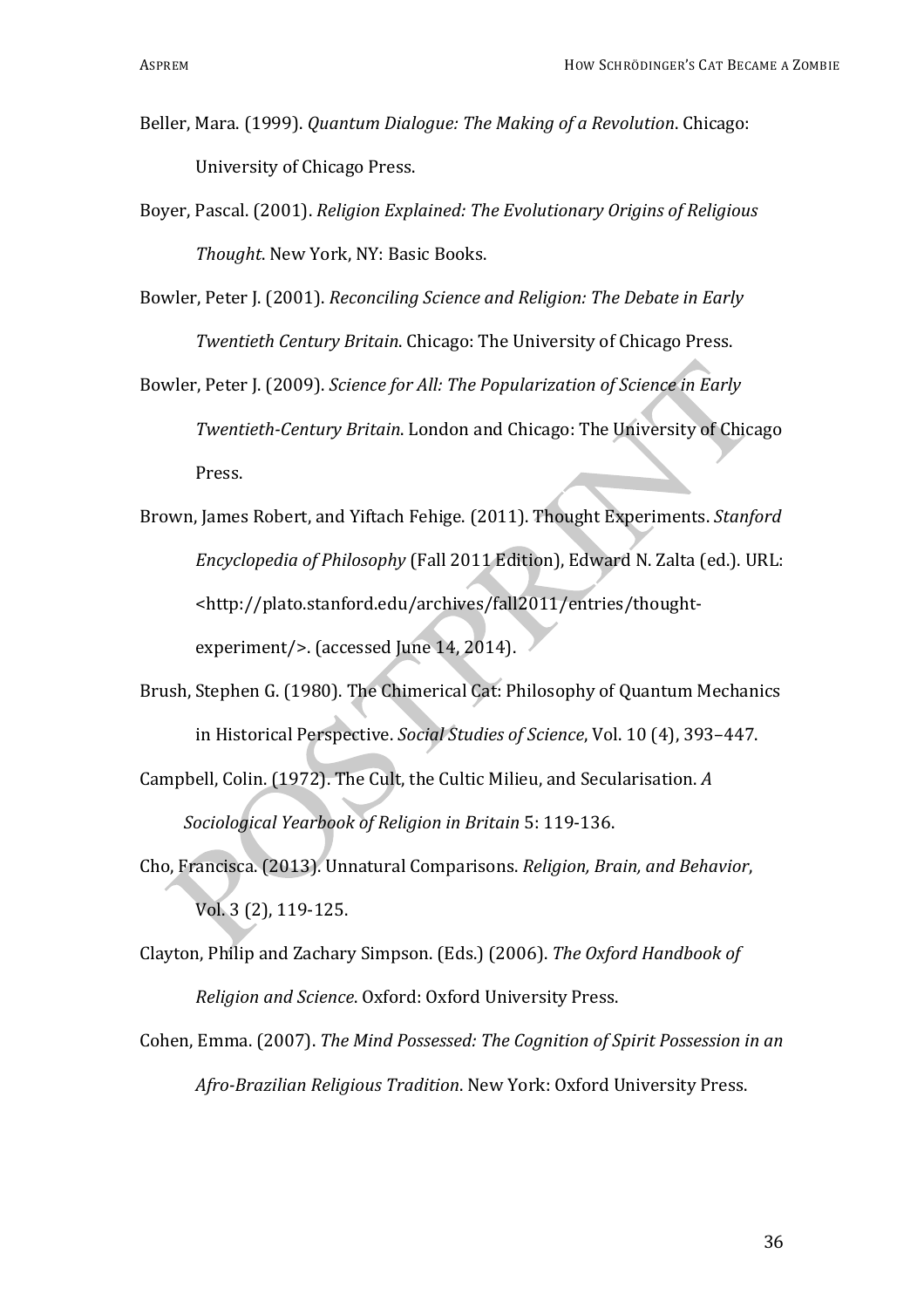Beller, Mara. (1999). *Quantum Dialogue: The Making of a Revolution*. Chicago: University of Chicago Press.

Boyer, Pascal. (2001). *Religion Explained: The Evolutionary Origins of Religious Thought*. New York, NY: Basic Books.

Bowler, Peter J. (2001). *Reconciling Science and Religion: The Debate in Early Twentieth Century Britain*. Chicago: The University of Chicago Press.

Bowler, Peter J. (2009). *Science for All: The Popularization of Science in Early Twentieth-Century Britain*. London and Chicago: The University of Chicago Press.

Brown, James Robert, and Yiftach Fehige. (2011). Thought Experiments. *Stanford Encyclopedia of Philosophy* (Fall 2011 Edition), Edward N. Zalta (ed.). URL: <http://plato.stanford.edu/archives/fall2011/entries/thought-experiment/>. (accessed June 14, 2014).

Brush, Stephen G. (1980). The Chimerical Cat: Philosophy of Quantum Mechanics in Historical Perspective. *Social Studies of Science*, Vol. 10 (4), 393–447.

Campbell, Colin. (1972). The Cult, the Cultic Milieu, and Secularisation. *A Sociological Yearbook of Religion in Britain* 5: 119-136.

Cho, Francisca. (2013). Unnatural Comparisons. *Religion, Brain, and Behavior*, Vol. 3 (2), 119-125.

Clayton, Philip and Zachary Simpson. (Eds.) (2006). *The Oxford Handbook of Religion and Science*. Oxford: Oxford University Press.

Cohen, Emma. (2007). *The Mind Possessed: The Cognition of Spirit Possession in an Afro-Brazilian Religious Tradition*. New York: Oxford University Press.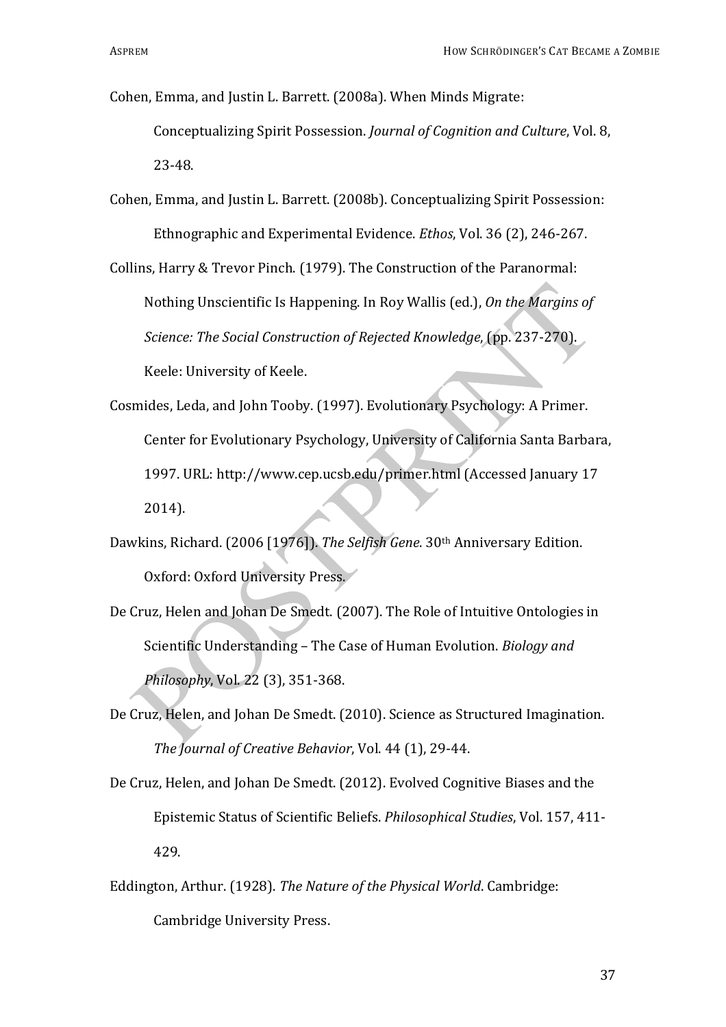Cohen, Emma, and Justin L. Barrett. (2008a). When Minds Migrate: Conceptualizing Spirit Possession. *Journal of Cognition and Culture*, Vol. 8, 23-48.

Cohen, Emma, and Justin L. Barrett. (2008b). Conceptualizing Spirit Possession: Ethnographic and Experimental Evidence. *Ethos*, Vol. 36 (2), 246-267.

Collins, Harry & Trevor Pinch. (1979). The Construction of the Paranormal: Nothing Unscientific Is Happening. In Roy Wallis (ed.), *On the Margins of Science: The Social Construction of Rejected Knowledge*, (pp. 237-270). Keele: University of Keele.

Cosmides, Leda, and John Tooby. (1997). Evolutionary Psychology: A Primer. Center for Evolutionary Psychology, University of California Santa Barbara, 1997. URL: http://www.cep.ucsb.edu/primer.html (Accessed January 17 2014).

Dawkins, Richard. (2006 [1976]). *The Selfish Gene*. 30th Anniversary Edition. Oxford: Oxford University Press.

De Cruz, Helen and Johan De Smedt. (2007). The Role of Intuitive Ontologies in Scientific Understanding – The Case of Human Evolution. *Biology and Philosophy*, Vol. 22 (3), 351-368.

De Cruz, Helen, and Johan De Smedt. (2010). Science as Structured Imagination. *The Journal of Creative Behavior*, Vol. 44 (1), 29-44.

De Cruz, Helen, and Johan De Smedt. (2012). Evolved Cognitive Biases and the Epistemic Status of Scientific Beliefs. *Philosophical Studies*, Vol. 157, 411-429.

Eddington, Arthur. (1928). *The Nature of the Physical World*. Cambridge: Cambridge University Press.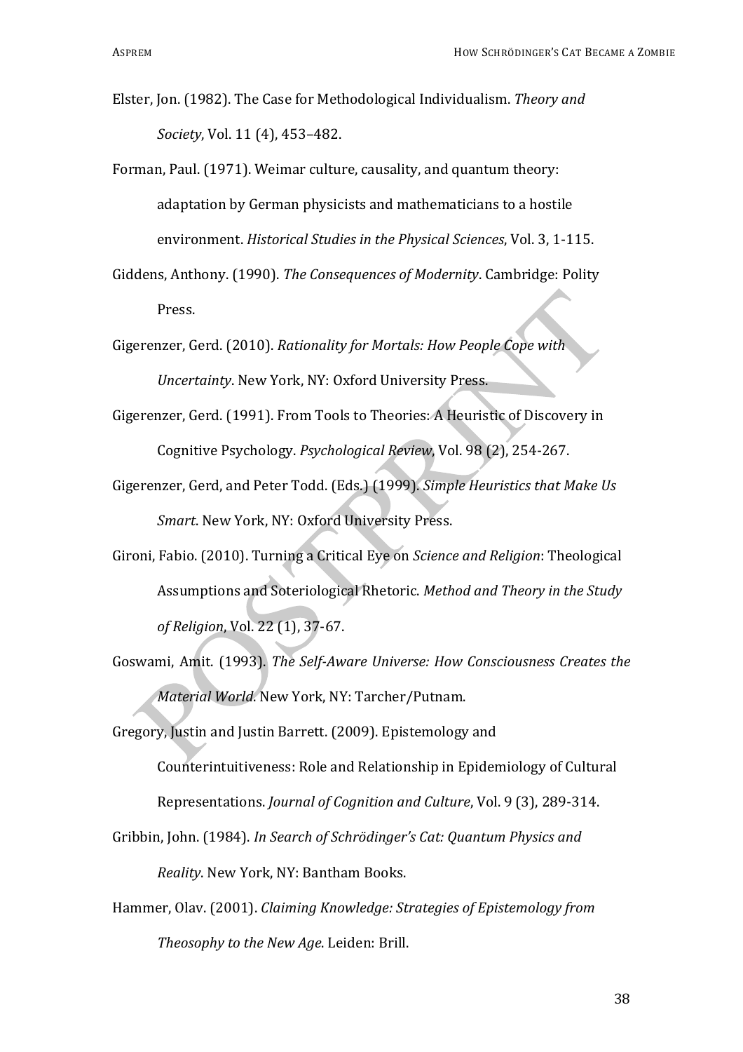Elster, Jon. (1982). The Case for Methodological Individualism. *Theory and Society*, Vol. 11 (4), 453–482.

Forman, Paul. (1971). Weimar culture, causality, and quantum theory: adaptation by German physicists and mathematicians to a hostile environment. *Historical Studies in the Physical Sciences*, Vol. 3, 1-115.

Giddens, Anthony. (1990). *The Consequences of Modernity*. Cambridge: Polity Press.

Gigerenzer, Gerd. (2010). *Rationality for Mortals: How People Cope with Uncertainty*. New York, NY: Oxford University Press.

Gigerenzer, Gerd. (1991). From Tools to Theories: A Heuristic of Discovery in Cognitive Psychology. *Psychological Review*, Vol. 98 (2), 254-267.

Gigerenzer, Gerd, and Peter Todd. (Eds.) (1999). *Simple Heuristics that Make Us Smart*. New York, NY: Oxford University Press.

Gironi, Fabio. (2010). Turning a Critical Eye on *Science and Religion*: Theological Assumptions and Soteriological Rhetoric. *Method and Theory in the Study of Religion*, Vol. 22 (1), 37-67.

Goswami, Amit. (1993). *The Self-Aware Universe: How Consciousness Creates the Material World*. New York, NY: Tarcher/Putnam.

Gregory, Justin and Justin Barrett. (2009). Epistemology and Counterintuitiveness: Role and Relationship in Epidemiology of Cultural Representations. *Journal of Cognition and Culture*, Vol. 9 (3), 289-314.

Gribbin, John. (1984). *In Search of Schrödinger's Cat: Quantum Physics and Reality*. New York, NY: Bantham Books.

Hammer, Olav. (2001). *Claiming Knowledge: Strategies of Epistemology from Theosophy to the New Age*. Leiden: Brill.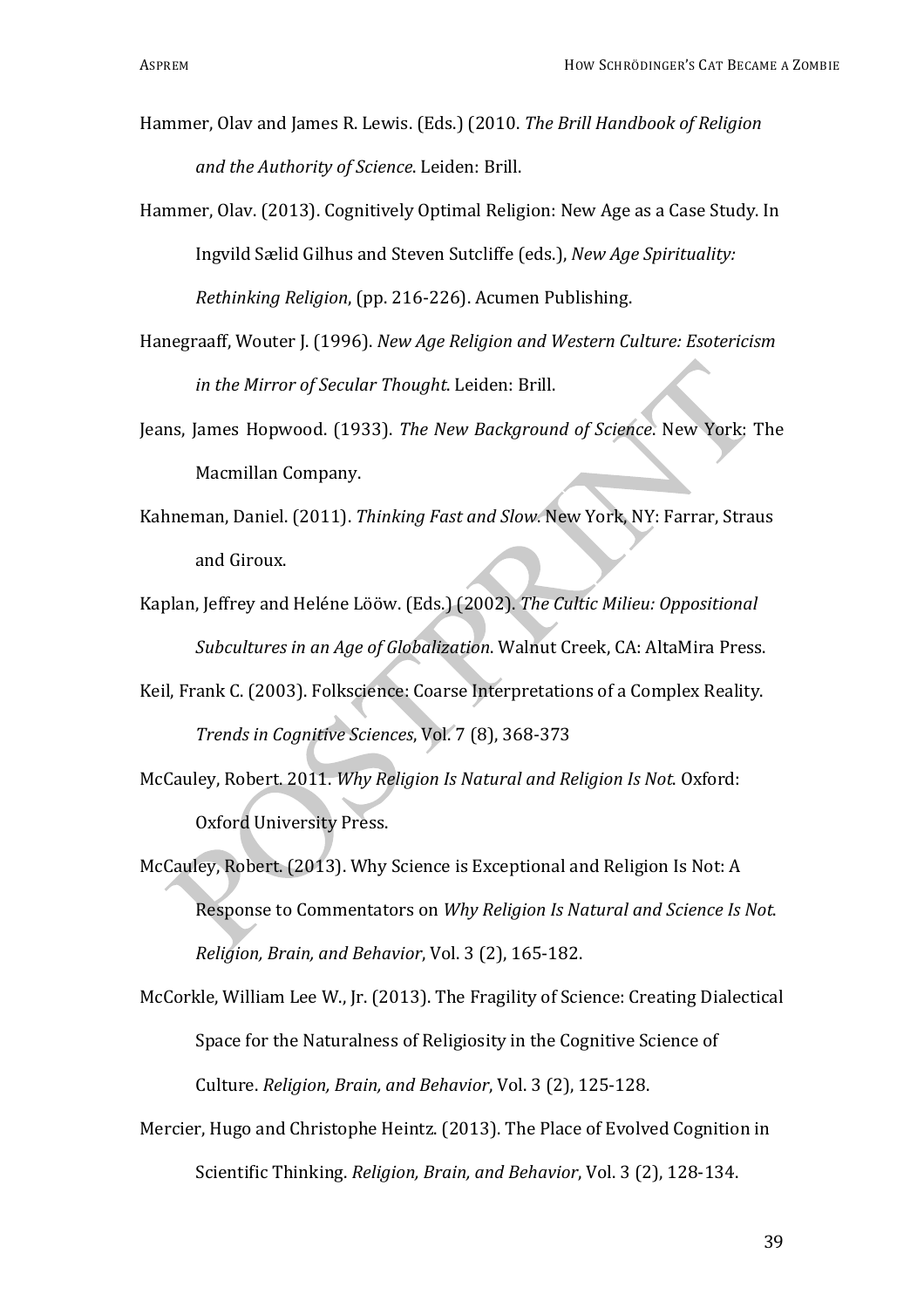Hammer, Olav and James R. Lewis. (Eds.) (2010. *The Brill Handbook of Religion and the Authority of Science*. Leiden: Brill.

Hammer, Olav. (2013). Cognitively Optimal Religion: New Age as a Case Study. In Ingvild Sælid Gilhus and Steven Sutcliffe (eds.), *New Age Spirituality: Rethinking Religion*, (pp. 216-226). Acumen Publishing.

Hanegraaff, Wouter J. (1996). *New Age Religion and Western Culture: Esotericism in the Mirror of Secular Thought*. Leiden: Brill.

Jeans, James Hopwood. (1933). *The New Background of Science*. New York: The Macmillan Company.

Kahneman, Daniel. (2011). *Thinking Fast and Slow*. New York, NY: Farrar, Straus and Giroux.

Kaplan, Jeffrey and Heléne Lööw. (Eds.) (2002). *The Cultic Milieu: Oppositional Subcultures in an Age of Globalization*. Walnut Creek, CA: AltaMira Press.

Keil, Frank C. (2003). Folkscience: Coarse Interpretations of a Complex Reality. *Trends in Cognitive Sciences*, Vol. 7 (8), 368-373

McCauley, Robert. 2011. *Why Religion Is Natural and Religion Is Not*. Oxford: Oxford University Press.

McCauley, Robert. (2013). Why Science is Exceptional and Religion Is Not: A Response to Commentators on *Why Religion Is Natural and Science Is Not*. *Religion, Brain, and Behavior*, Vol. 3 (2), 165-182.

McCorkle, William Lee W., Jr. (2013). The Fragility of Science: Creating Dialectical Space for the Naturalness of Religiosity in the Cognitive Science of Culture. *Religion, Brain, and Behavior*, Vol. 3 (2), 125-128.

Mercier, Hugo and Christophe Heintz. (2013). The Place of Evolved Cognition in Scientific Thinking. *Religion, Brain, and Behavior*, Vol. 3 (2), 128-134.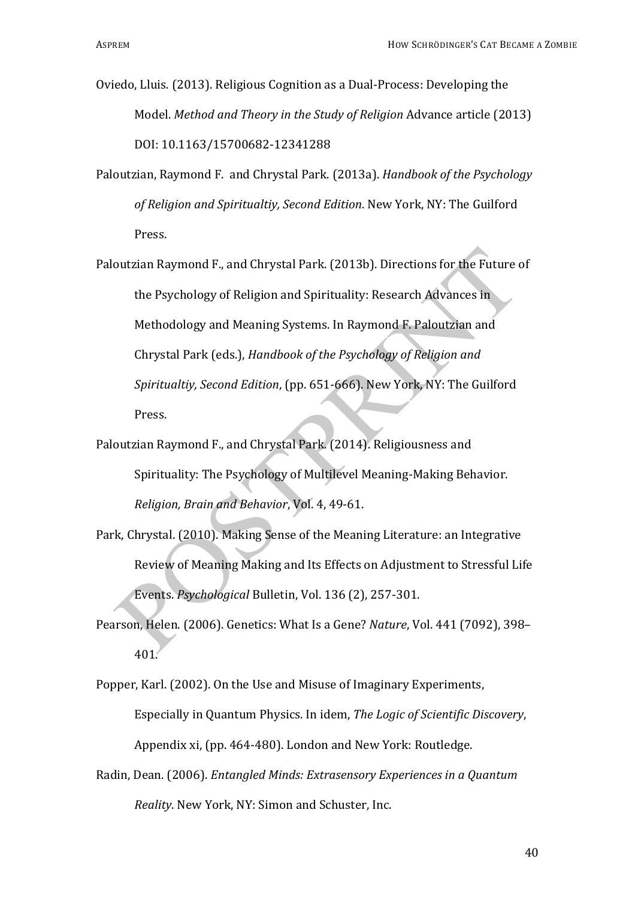Oviedo, Lluis. (2013). Religious Cognition as a Dual-Process: Developing the Model. *Method and Theory in the Study of Religion* Advance article (2013) DOI: 10.1163/15700682-12341288

Paloutzian, Raymond F. and Chrystal Park. (2013a). *Handbook of the Psychology of Religion and Spiritualtiy, Second Edition*. New York, NY: The Guilford Press.

Paloutzian Raymond F., and Chrystal Park. (2013b). Directions for the Future of the Psychology of Religion and Spirituality: Research Advances in Methodology and Meaning Systems. In Raymond F. Paloutzian and Chrystal Park (eds.), *Handbook of the Psychology of Religion and Spiritualtiy, Second Edition*, (pp. 651-666). New York, NY: The Guilford Press.

Paloutzian Raymond F., and Chrystal Park. (2014). Religiousness and Spirituality: The Psychology of Multilevel Meaning-Making Behavior. *Religion, Brain and Behavior*, Vol. 4, 49-61.

Park, Chrystal. (2010). Making Sense of the Meaning Literature: an Integrative Review of Meaning Making and Its Effects on Adjustment to Stressful Life Events. *Psychological* Bulletin, Vol. 136 (2), 257-301.

Pearson, Helen. (2006). Genetics: What Is a Gene? *Nature*, Vol. 441 (7092), 398–401.

Popper, Karl. (2002). On the Use and Misuse of Imaginary Experiments, Especially in Quantum Physics. In idem, *The Logic of Scientific Discovery*, Appendix xi, (pp. 464-480). London and New York: Routledge.

Radin, Dean. (2006). *Entangled Minds: Extrasensory Experiences in a Quantum Reality*. New York, NY: Simon and Schuster, Inc.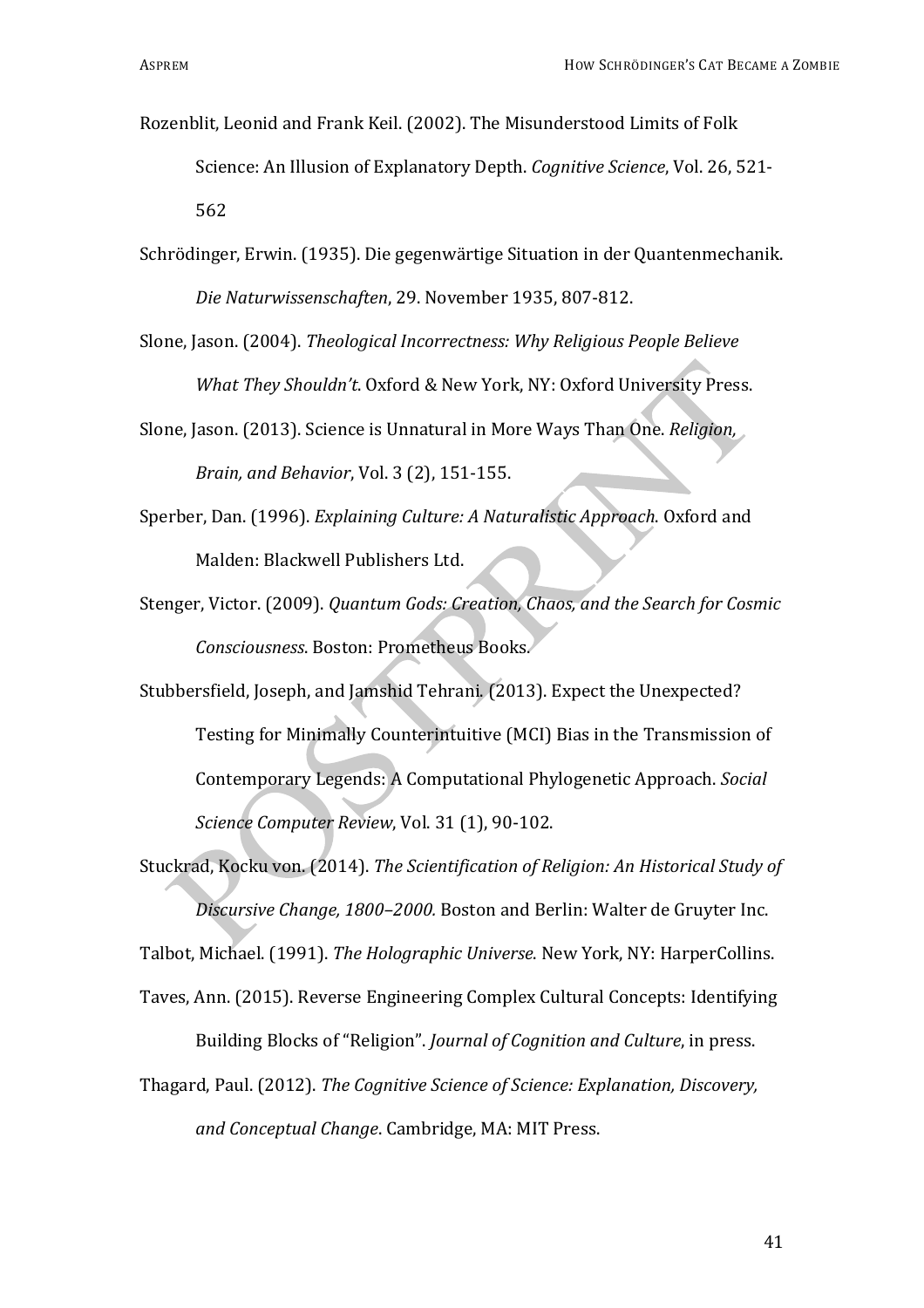Rozenblit, Leonid and Frank Keil. (2002). The Misunderstood Limits of Folk Science: An Illusion of Explanatory Depth. *Cognitive Science*, Vol. 26, 521-562

Schrödinger, Erwin. (1935). Die gegenwärtige Situation in der Quantenmechanik. *Die Naturwissenschaften*, 29. November 1935, 807-812.

Slone, Jason. (2004). *Theological Incorrectness: Why Religious People Believe What They Shouldn't*. Oxford & New York, NY: Oxford University Press.

Slone, Jason. (2013). Science is Unnatural in More Ways Than One. *Religion, Brain, and Behavior*, Vol. 3 (2), 151-155.

Sperber, Dan. (1996). *Explaining Culture: A Naturalistic Approach*. Oxford and Malden: Blackwell Publishers Ltd.

Stenger, Victor. (2009). *Quantum Gods: Creation, Chaos, and the Search for Cosmic Consciousness*. Boston: Prometheus Books.

Stubbersfield, Joseph, and Jamshid Tehrani. (2013). Expect the Unexpected? Testing for Minimally Counterintuitive (MCI) Bias in the Transmission of Contemporary Legends: A Computational Phylogenetic Approach. *Social Science Computer Review*, Vol. 31 (1), 90-102.

Stuckrad, Kocku von. (2014). *The Scientification of Religion: An Historical Study of Discursive Change, 1800–2000.* Boston and Berlin: Walter de Gruyter Inc.

Talbot, Michael. (1991). *The Holographic Universe*. New York, NY: HarperCollins.

Taves, Ann. (2015). Reverse Engineering Complex Cultural Concepts: Identifying Building Blocks of "Religion". *Journal of Cognition and Culture*, in press.

Thagard, Paul. (2012). *The Cognitive Science of Science: Explanation, Discovery, and Conceptual Change*. Cambridge, MA: MIT Press.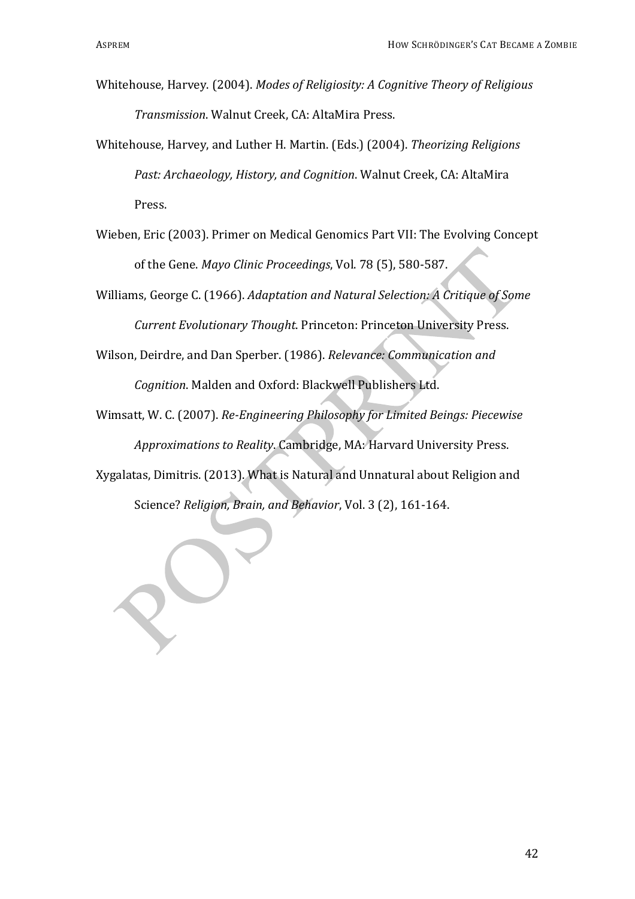Whitehouse, Harvey. (2004). *Modes of Religiosity: A Cognitive Theory of Religious Transmission*. Walnut Creek, CA: AltaMira Press.

Whitehouse, Harvey, and Luther H. Martin. (Eds.) (2004). *Theorizing Religions Past: Archaeology, History, and Cognition*. Walnut Creek, CA: AltaMira Press.

Wieben, Eric (2003). Primer on Medical Genomics Part VII: The Evolving Concept of the Gene. *Mayo Clinic Proceedings*, Vol. 78 (5), 580-587.

Williams, George C. (1966). *Adaptation and Natural Selection: A Critique of Some Current Evolutionary Thought*. Princeton: Princeton University Press.

Wilson, Deirdre, and Dan Sperber. (1986). *Relevance: Communication and Cognition*. Malden and Oxford: Blackwell Publishers Ltd.

Wimsatt, W. C. (2007). *Re-Engineering Philosophy for Limited Beings: Piecewise Approximations to Reality*. Cambridge, MA: Harvard University Press.

Xygalatas, Dimitris. (2013). What is Natural and Unnatural about Religion and Science? *Religion, Brain, and Behavior*, Vol. 3 (2), 161-164.